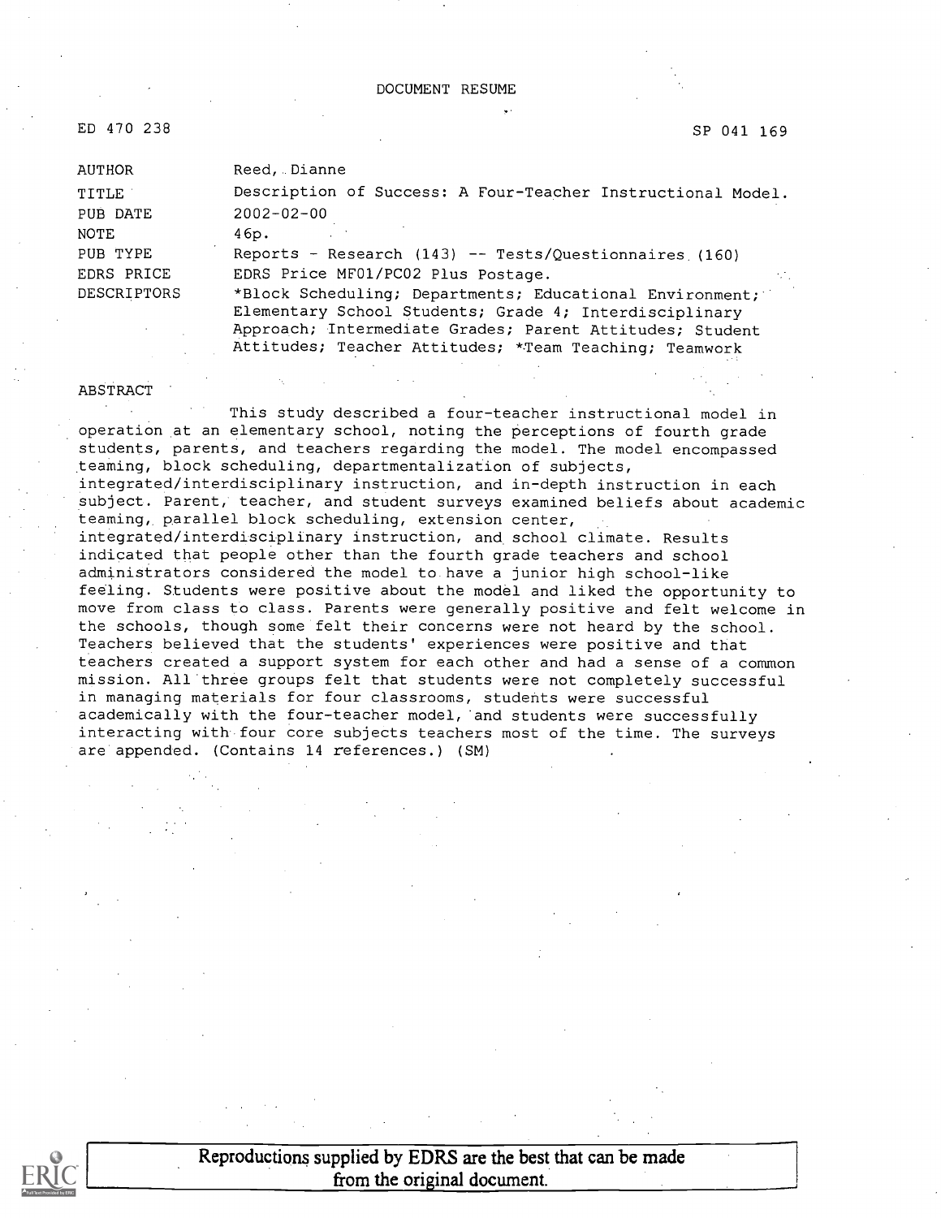DOCUMENT RESUME

ED 470 238 SP 041 169

| | |
|---|---|
| AUTHOR | Reed, Dianne |
| TITLE | Description of Success: A Four-Teacher Instructional Model. |
| PUB DATE | 2002-02-00 |
| NOTE | 46p. |
| PUB TYPE | Reports - Research (143) -- Tests/Questionnaires (160) |
| EDRS PRICE | EDRS Price MF01/PC02 Plus Postage. |
| DESCRIPTORS | *Block Scheduling; Departments; Educational Environment; Elementary School Students; Grade 4; Interdisciplinary Approach; Intermediate Grades; Parent Attitudes; Student Attitudes; Teacher Attitudes; *Team Teaching; Teamwork |

ABSTRACT

This study described a four-teacher instructional model in operation at an elementary school, noting the perceptions of fourth grade students, parents, and teachers regarding the model. The model encompassed teaming, block scheduling, departmentalization of subjects, integrated/interdisciplinary instruction, and in-depth instruction in each subject. Parent, teacher, and student surveys examined beliefs about academic teaming, parallel block scheduling, extension center, integrated/interdisciplinary instruction, and school climate. Results indicated that people other than the fourth grade teachers and school administrators considered the model to have a junior high school-like feeling. Students were positive about the model and liked the opportunity to move from class to class. Parents were generally positive and felt welcome in the schools, though some felt their concerns were not heard by the school. Teachers believed that the students' experiences were positive and that teachers created a support system for each other and had a sense of a common mission. All three groups felt that students were not completely successful in managing materials for four classrooms, students were successful academically with the four-teacher model, and students were successfully interacting with four core subjects teachers most of the time. The surveys are appended. (Contains 14 references.) (SM)

Reproductions supplied by EDRS are the best that can be made from the original document.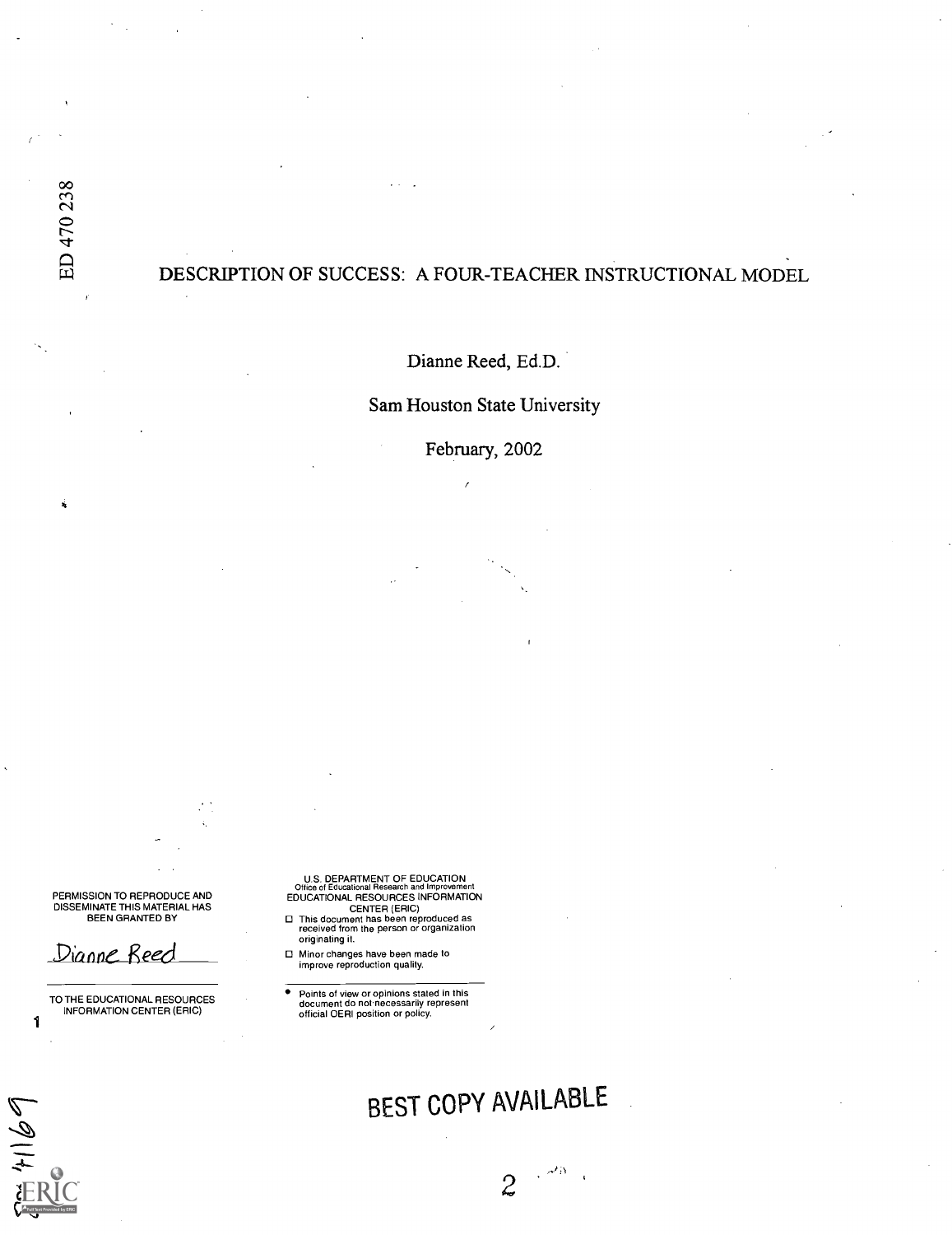ED 470 238

# DESCRIPTION OF SUCCESS: A FOUR-TEACHER INSTRUCTIONAL MODEL

Dianne Reed, Ed.D.

Sam Houston State University

February, 2002

PERMISSION TO REPRODUCE AND DISSEMINATE THIS MATERIAL HAS BEEN GRANTED BY

Dianne Reed

TO THE EDUCATIONAL RESOURCES INFORMATION CENTER (ERIC)

U.S. DEPARTMENT OF EDUCATION
Office of Educational Research and Improvement
EDUCATIONAL RESOURCES INFORMATION CENTER (ERIC)

- This document has been reproduced as received from the person or organization originating it.
- Minor changes have been made to improve reproduction quality.

- Points of view or opinions stated in this document do not necessarily represent official OERI position or policy.

BEST COPY AVAILABLE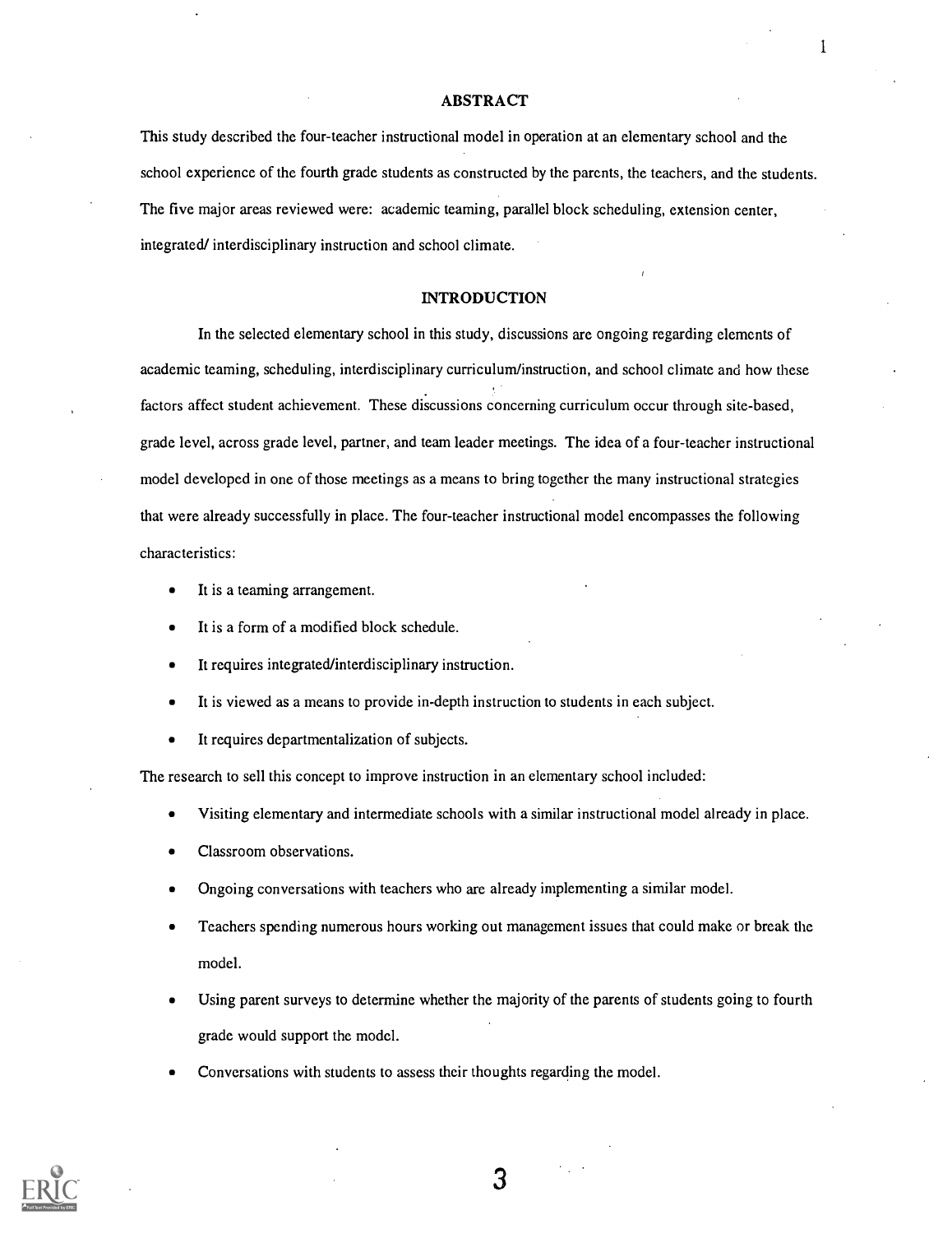## ABSTRACT

This study described the four-teacher instructional model in operation at an elementary school and the school experience of the fourth grade students as constructed by the parents, the teachers, and the students. The five major areas reviewed were: academic teaming, parallel block scheduling, extension center, integrated/ interdisciplinary instruction and school climate.

## INTRODUCTION

In the selected elementary school in this study, discussions are ongoing regarding elements of academic teaming, scheduling, interdisciplinary curriculum/instruction, and school climate and how these factors affect student achievement. These discussions concerning curriculum occur through site-based, grade level, across grade level, partner, and team leader meetings. The idea of a four-teacher instructional model developed in one of those meetings as a means to bring together the many instructional strategies that were already successfully in place. The four-teacher instructional model encompasses the following characteristics:

- It is a teaming arrangement.
- It is a form of a modified block schedule.
- It requires integrated/interdisciplinary instruction.
- It is viewed as a means to provide in-depth instruction to students in each subject.
- It requires departmentalization of subjects.

The research to sell this concept to improve instruction in an elementary school included:

- Visiting elementary and intermediate schools with a similar instructional model already in place.
- Classroom observations.
- Ongoing conversations with teachers who are already implementing a similar model.
- Teachers spending numerous hours working out management issues that could make or break the model.
- Using parent surveys to determine whether the majority of the parents of students going to fourth grade would support the model.
- Conversations with students to assess their thoughts regarding the model.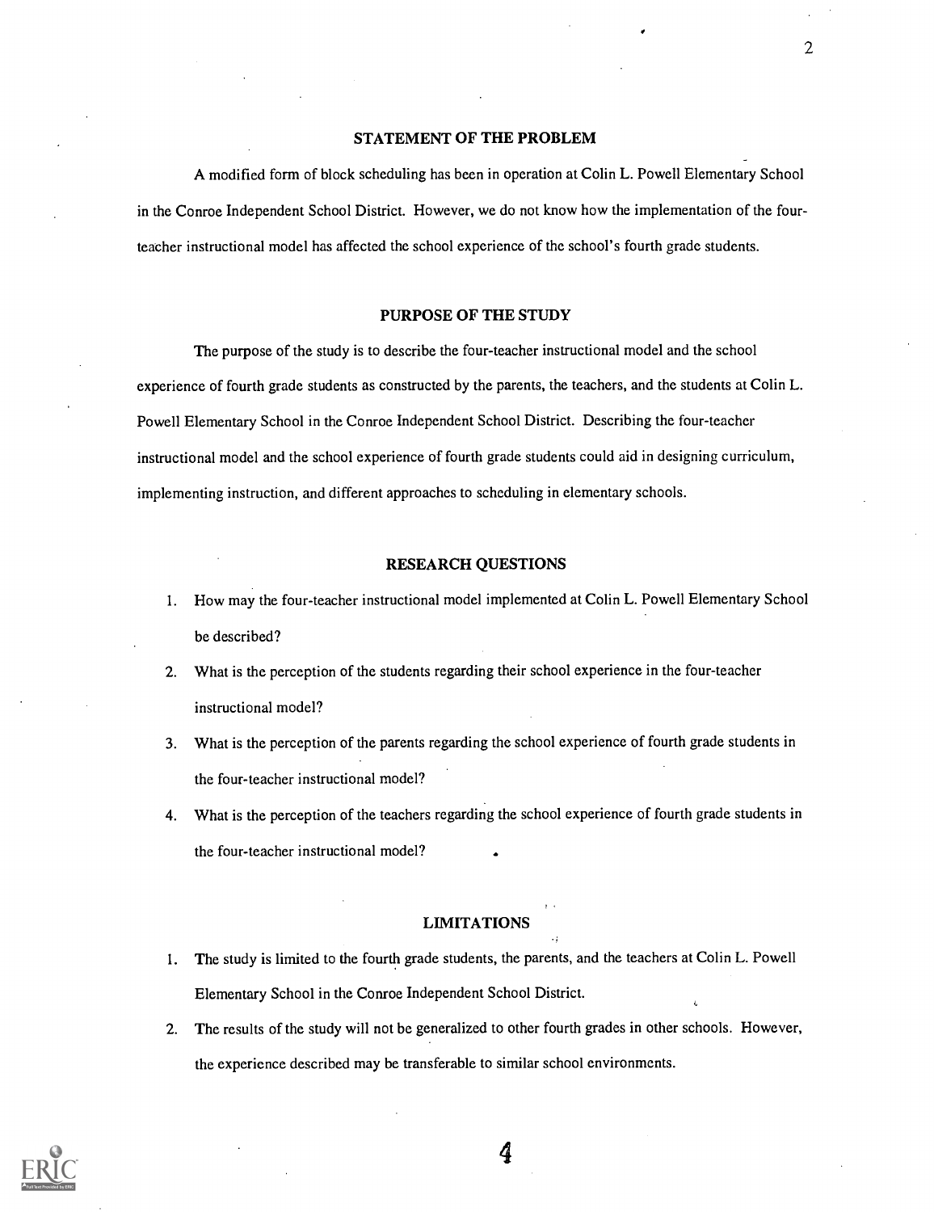## STATEMENT OF THE PROBLEM

A modified form of block scheduling has been in operation at Colin L. Powell Elementary School in the Conroe Independent School District. However, we do not know how the implementation of the four-teacher instructional model has affected the school experience of the school's fourth grade students.

## PURPOSE OF THE STUDY

The purpose of the study is to describe the four-teacher instructional model and the school experience of fourth grade students as constructed by the parents, the teachers, and the students at Colin L. Powell Elementary School in the Conroe Independent School District. Describing the four-teacher instructional model and the school experience of fourth grade students could aid in designing curriculum, implementing instruction, and different approaches to scheduling in elementary schools.

## RESEARCH QUESTIONS

1. How may the four-teacher instructional model implemented at Colin L. Powell Elementary School be described?
2. What is the perception of the students regarding their school experience in the four-teacher instructional model?
3. What is the perception of the parents regarding the school experience of fourth grade students in the four-teacher instructional model?
4. What is the perception of the teachers regarding the school experience of fourth grade students in the four-teacher instructional model?

## LIMITATIONS

1. The study is limited to the fourth grade students, the parents, and the teachers at Colin L. Powell Elementary School in the Conroe Independent School District.
2. The results of the study will not be generalized to other fourth grades in other schools. However, the experience described may be transferable to similar school environments.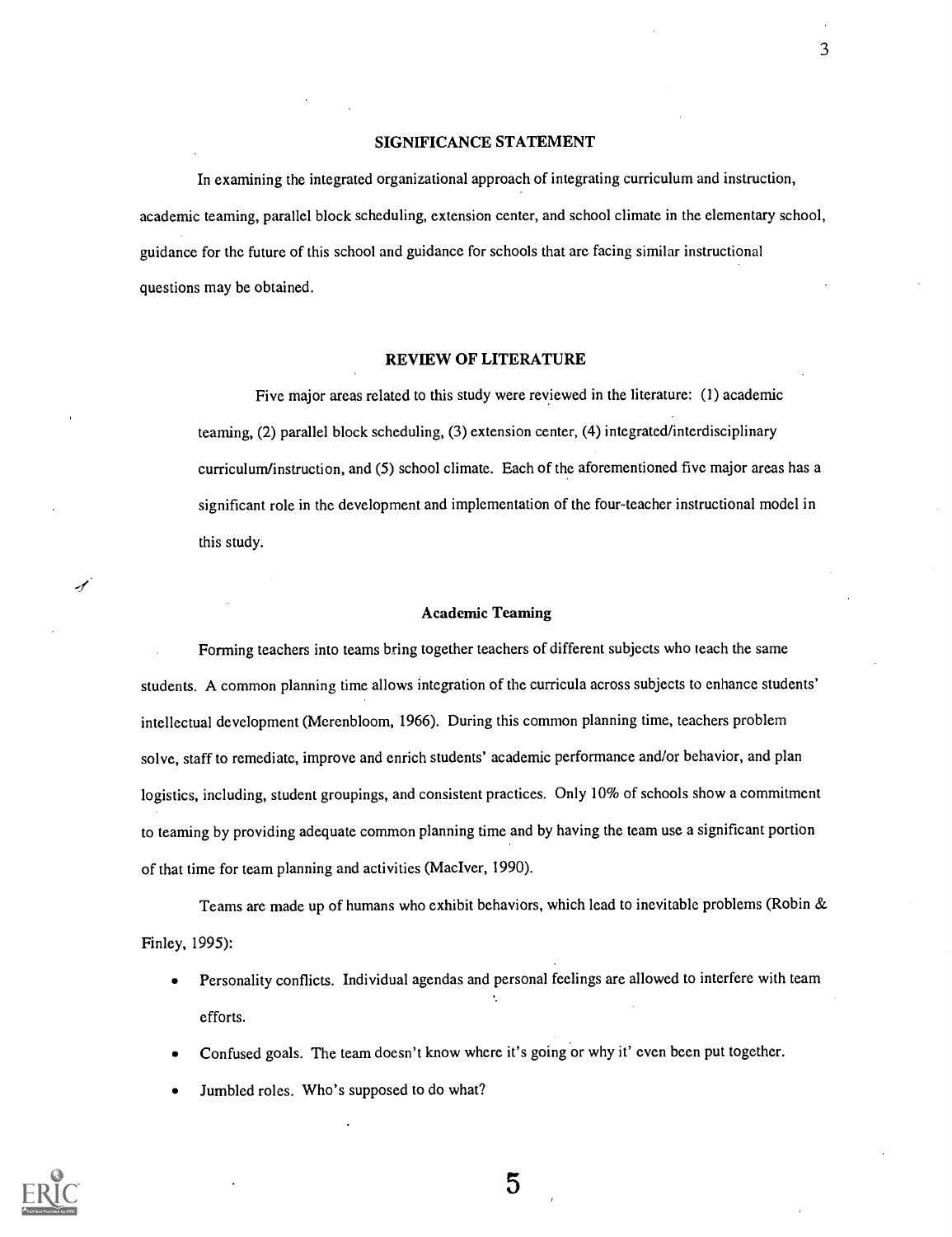## SIGNIFICANCE STATEMENT

In examining the integrated organizational approach of integrating curriculum and instruction, academic teaming, parallel block scheduling, extension center, and school climate in the elementary school, guidance for the future of this school and guidance for schools that are facing similar instructional questions may be obtained.

## REVIEW OF LITERATURE

Five major areas related to this study were reviewed in the literature: (1) academic teaming, (2) parallel block scheduling, (3) extension center, (4) integrated/interdisciplinary curriculum/instruction, and (5) school climate. Each of the aforementioned five major areas has a significant role in the development and implementation of the four-teacher instructional model in this study.

### Academic Teaming

Forming teachers into teams bring together teachers of different subjects who teach the same students. A common planning time allows integration of the curricula across subjects to enhance students' intellectual development (Merenbloom, 1966). During this common planning time, teachers problem solve, staff to remediate, improve and enrich students' academic performance and/or behavior, and plan logistics, including, student groupings, and consistent practices. Only 10% of schools show a commitment to teaming by providing adequate common planning time and by having the team use a significant portion of that time for team planning and activities (MacIver, 1990).

Teams are made up of humans who exhibit behaviors, which lead to inevitable problems (Robin & Finley, 1995):

- Personality conflicts. Individual agendas and personal feelings are allowed to interfere with team efforts.
- Confused goals. The team doesn't know where it's going or why it' even been put together.
- Jumbled roles. Who's supposed to do what?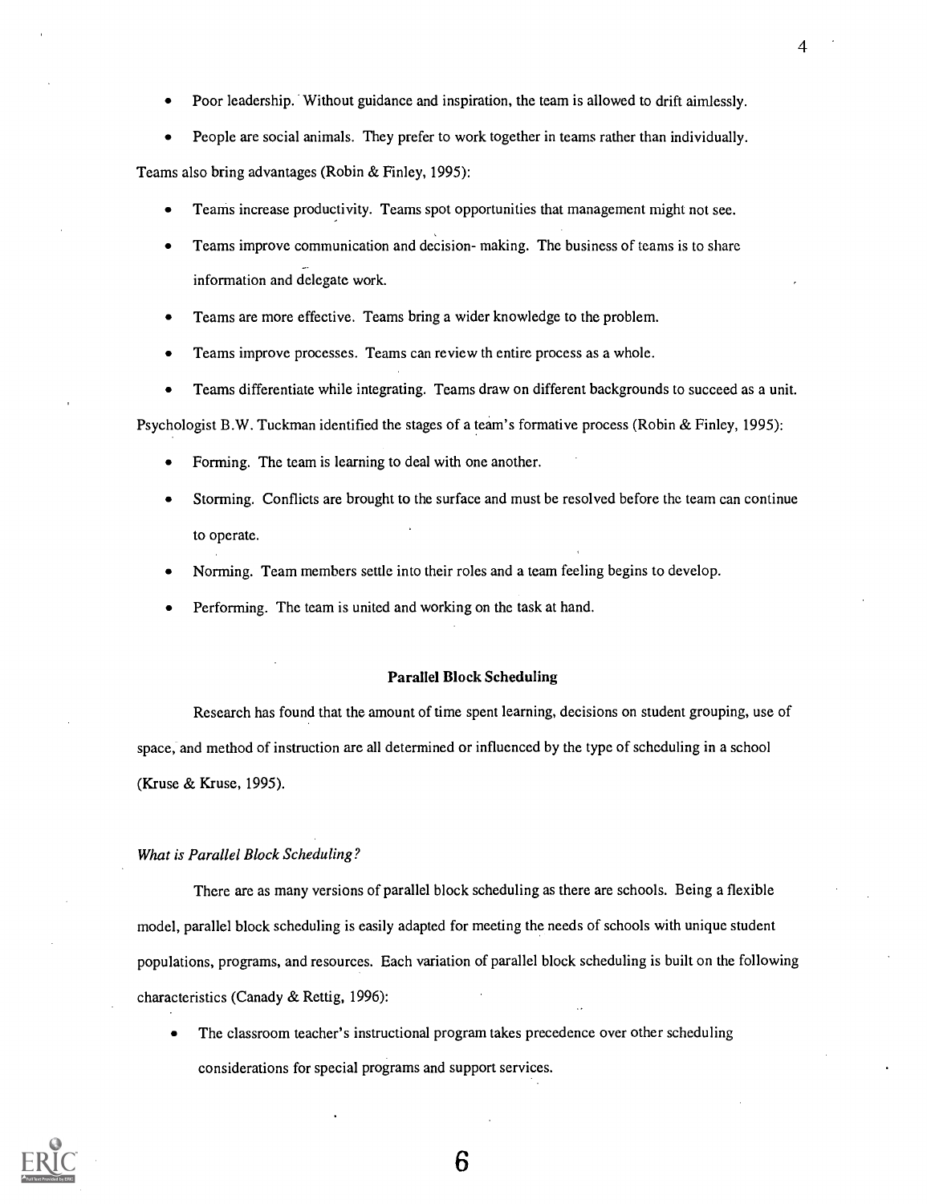- Poor leadership. Without guidance and inspiration, the team is allowed to drift aimlessly.
- People are social animals. They prefer to work together in teams rather than individually.

Teams also bring advantages (Robin & Finley, 1995):

- Teams increase productivity. Teams spot opportunities that management might not see.
- Teams improve communication and decision- making. The business of teams is to share information and delegate work.
- Teams are more effective. Teams bring a wider knowledge to the problem.
- Teams improve processes. Teams can review th entire process as a whole.
- Teams differentiate while integrating. Teams draw on different backgrounds to succeed as a unit.

Psychologist B.W. Tuckman identified the stages of a team's formative process (Robin & Finley, 1995):

- Forming. The team is learning to deal with one another.
- Storming. Conflicts are brought to the surface and must be resolved before the team can continue to operate.
- Norming. Team members settle into their roles and a team feeling begins to develop.
- Performing. The team is united and working on the task at hand.

## Parallel Block Scheduling

Research has found that the amount of time spent learning, decisions on student grouping, use of space, and method of instruction are all determined or influenced by the type of scheduling in a school (Kruse & Kruse, 1995).

### *What is Parallel Block Scheduling?*

There are as many versions of parallel block scheduling as there are schools. Being a flexible model, parallel block scheduling is easily adapted for meeting the needs of schools with unique student populations, programs, and resources. Each variation of parallel block scheduling is built on the following characteristics (Canady & Rettig, 1996):

- The classroom teacher's instructional program takes precedence over other scheduling considerations for special programs and support services.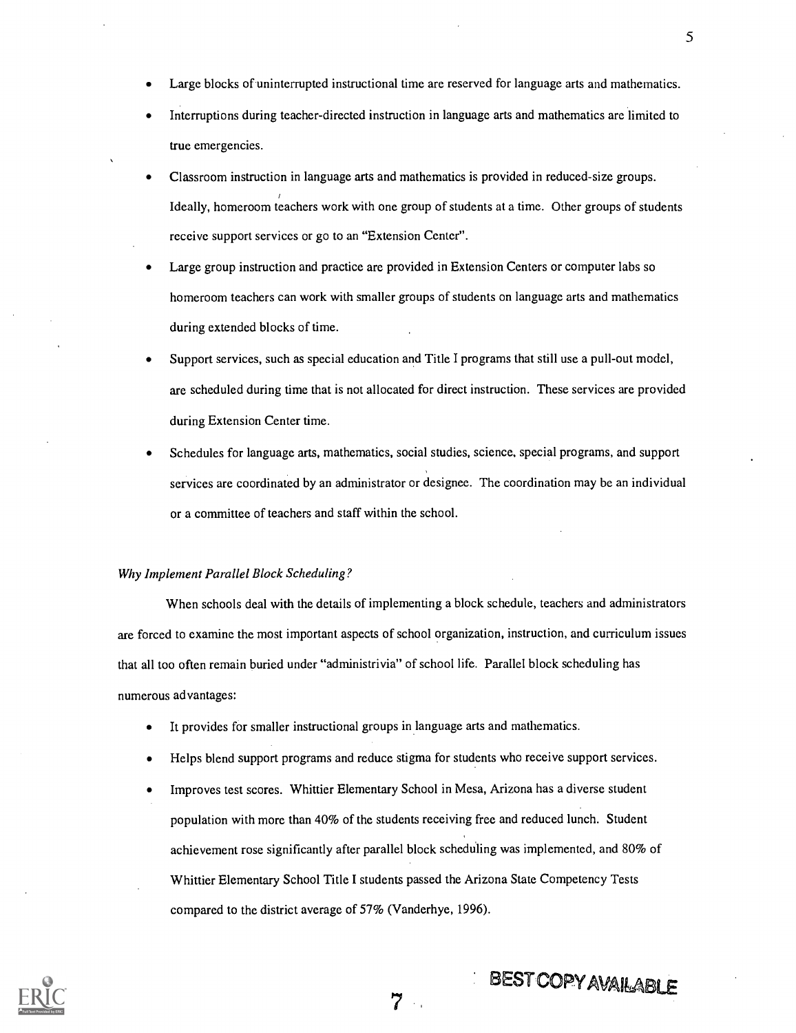- Large blocks of uninterrupted instructional time are reserved for language arts and mathematics.
- Interruptions during teacher-directed instruction in language arts and mathematics are limited to true emergencies.
- Classroom instruction in language arts and mathematics is provided in reduced-size groups. Ideally, homeroom teachers work with one group of students at a time. Other groups of students receive support services or go to an "Extension Center".
- Large group instruction and practice are provided in Extension Centers or computer labs so homeroom teachers can work with smaller groups of students on language arts and mathematics during extended blocks of time.
- Support services, such as special education and Title I programs that still use a pull-out model, are scheduled during time that is not allocated for direct instruction. These services are provided during Extension Center time.
- Schedules for language arts, mathematics, social studies, science, special programs, and support services are coordinated by an administrator or designee. The coordination may be an individual or a committee of teachers and staff within the school.

*Why Implement Parallel Block Scheduling?*

When schools deal with the details of implementing a block schedule, teachers and administrators are forced to examine the most important aspects of school organization, instruction, and curriculum issues that all too often remain buried under "administrivia" of school life. Parallel block scheduling has numerous advantages:

- It provides for smaller instructional groups in language arts and mathematics.
- Helps blend support programs and reduce stigma for students who receive support services.
- Improves test scores. Whittier Elementary School in Mesa, Arizona has a diverse student population with more than 40% of the students receiving free and reduced lunch. Student achievement rose significantly after parallel block scheduling was implemented, and 80% of Whittier Elementary School Title I students passed the Arizona State Competency Tests compared to the district average of 57% (Vanderhye, 1996).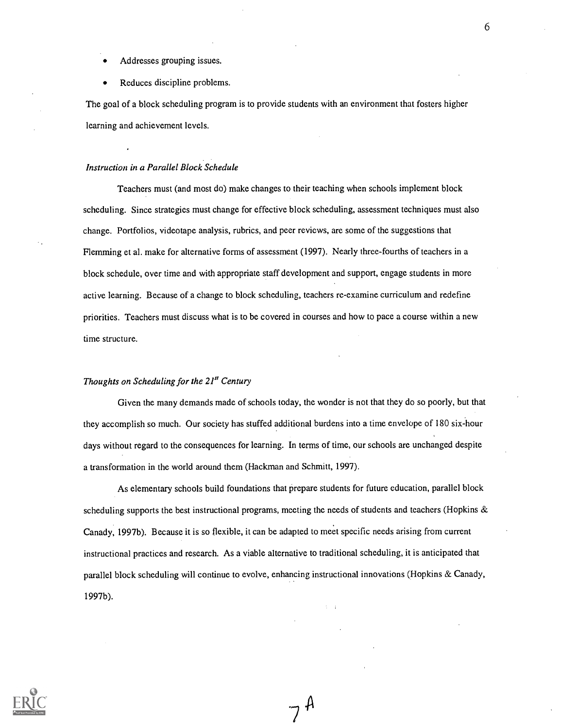- Addresses grouping issues.
- Reduces discipline problems.

The goal of a block scheduling program is to provide students with an environment that fosters higher learning and achievement levels.

### *Instruction in a Parallel Block Schedule*

Teachers must (and most do) make changes to their teaching when schools implement block scheduling. Since strategies must change for effective block scheduling, assessment techniques must also change. Portfolios, videotape analysis, rubrics, and peer reviews, are some of the suggestions that Flemming et al. make for alternative forms of assessment (1997). Nearly three-fourths of teachers in a block schedule, over time and with appropriate staff development and support, engage students in more active learning. Because of a change to block scheduling, teachers re-examine curriculum and redefine priorities. Teachers must discuss what is to be covered in courses and how to pace a course within a new time structure.

### *Thoughts on Scheduling for the 21st Century*

Given the many demands made of schools today, the wonder is not that they do so poorly, but that they accomplish so much. Our society has stuffed additional burdens into a time envelope of 180 six-hour days without regard to the consequences for learning. In terms of time, our schools are unchanged despite a transformation in the world around them (Hackman and Schmitt, 1997).

As elementary schools build foundations that prepare students for future education, parallel block scheduling supports the best instructional programs, meeting the needs of students and teachers (Hopkins & Canady, 1997b). Because it is so flexible, it can be adapted to meet specific needs arising from current instructional practices and research. As a viable alternative to traditional scheduling, it is anticipated that parallel block scheduling will continue to evolve, enhancing instructional innovations (Hopkins & Canady, 1997b).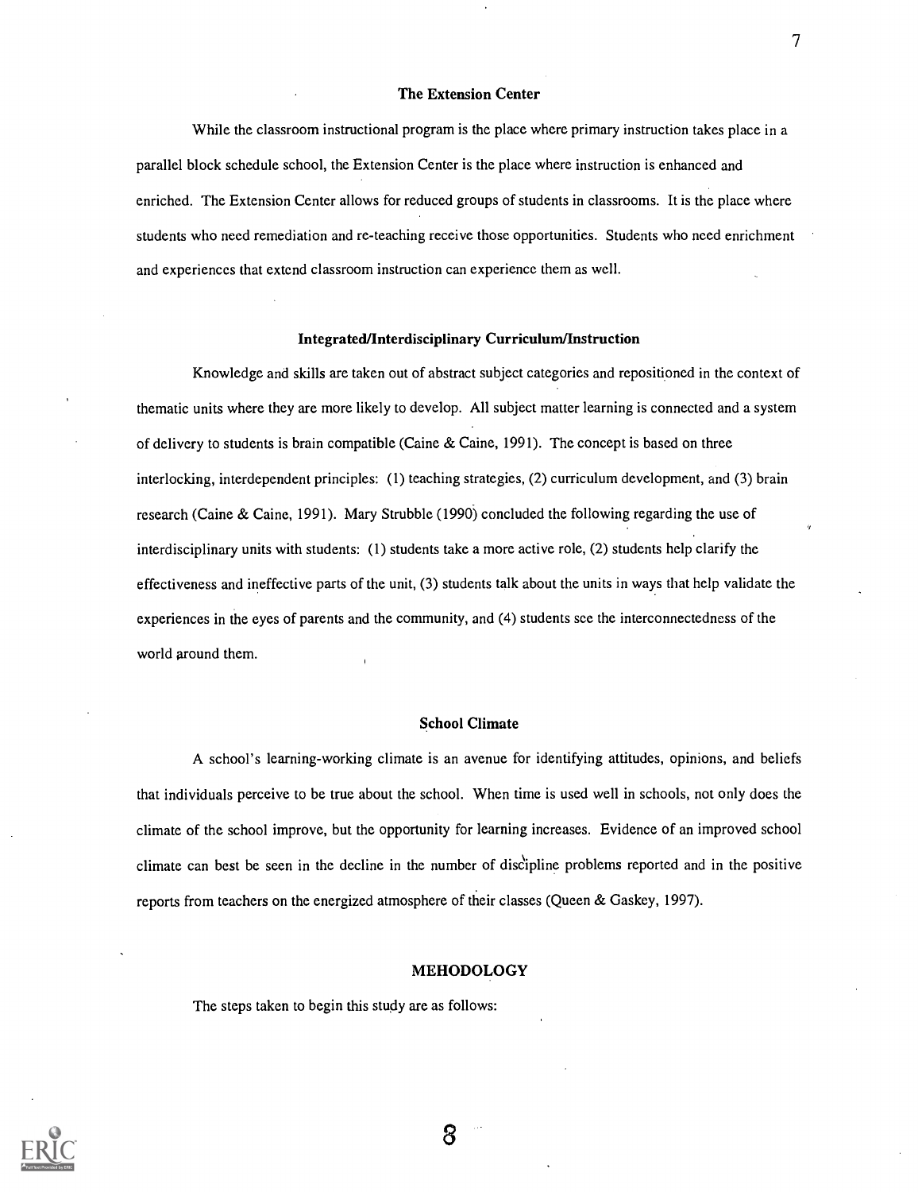## The Extension Center

While the classroom instructional program is the place where primary instruction takes place in a parallel block schedule school, the Extension Center is the place where instruction is enhanced and enriched. The Extension Center allows for reduced groups of students in classrooms. It is the place where students who need remediation and re-teaching receive those opportunities. Students who need enrichment and experiences that extend classroom instruction can experience them as well.

## Integrated/Interdisciplinary Curriculum/Instruction

Knowledge and skills are taken out of abstract subject categories and repositioned in the context of thematic units where they are more likely to develop. All subject matter learning is connected and a system of delivery to students is brain compatible (Caine & Caine, 1991). The concept is based on three interlocking, interdependent principles: (1) teaching strategies, (2) curriculum development, and (3) brain research (Caine & Caine, 1991). Mary Strubble (1990) concluded the following regarding the use of interdisciplinary units with students: (1) students take a more active role, (2) students help clarify the effectiveness and ineffective parts of the unit, (3) students talk about the units in ways that help validate the experiences in the eyes of parents and the community, and (4) students see the interconnectedness of the world around them.

## School Climate

A school's learning-working climate is an avenue for identifying attitudes, opinions, and beliefs that individuals perceive to be true about the school. When time is used well in schools, not only does the climate of the school improve, but the opportunity for learning increases. Evidence of an improved school climate can best be seen in the decline in the number of discipline problems reported and in the positive reports from teachers on the energized atmosphere of their classes (Queen & Gaskey, 1997).

## MEHODOLOGY

The steps taken to begin this study are as follows: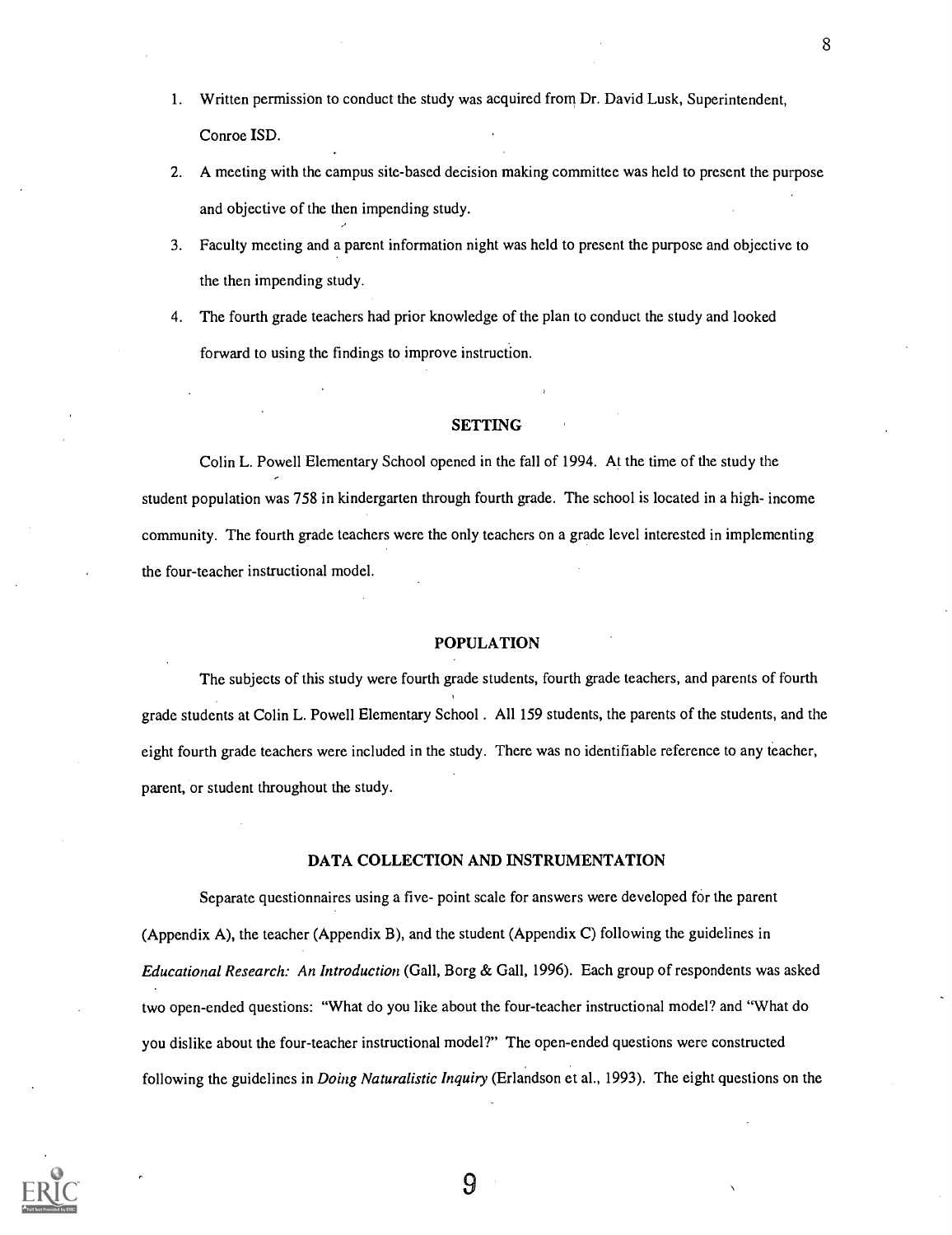1. Written permission to conduct the study was acquired from Dr. David Lusk, Superintendent, Conroe ISD.
2. A meeting with the campus site-based decision making committee was held to present the purpose and objective of the then impending study.
3. Faculty meeting and a parent information night was held to present the purpose and objective to the then impending study.
4. The fourth grade teachers had prior knowledge of the plan to conduct the study and looked forward to using the findings to improve instruction.

## SETTING

Colin L. Powell Elementary School opened in the fall of 1994. At the time of the study the student population was 758 in kindergarten through fourth grade. The school is located in a high- income community. The fourth grade teachers were the only teachers on a grade level interested in implementing the four-teacher instructional model.

## POPULATION

The subjects of this study were fourth grade students, fourth grade teachers, and parents of fourth grade students at Colin L. Powell Elementary School . All 159 students, the parents of the students, and the eight fourth grade teachers were included in the study. There was no identifiable reference to any teacher, parent, or student throughout the study.

## DATA COLLECTION AND INSTRUMENTATION

Separate questionnaires using a five- point scale for answers were developed for the parent (Appendix A), the teacher (Appendix B), and the student (Appendix C) following the guidelines in *Educational Research: An Introduction* (Gall, Borg & Gall, 1996). Each group of respondents was asked two open-ended questions: "What do you like about the four-teacher instructional model? and "What do you dislike about the four-teacher instructional model?" The open-ended questions were constructed following the guidelines in *Doing Naturalistic Inquiry* (Erlandson et al., 1993). The eight questions on the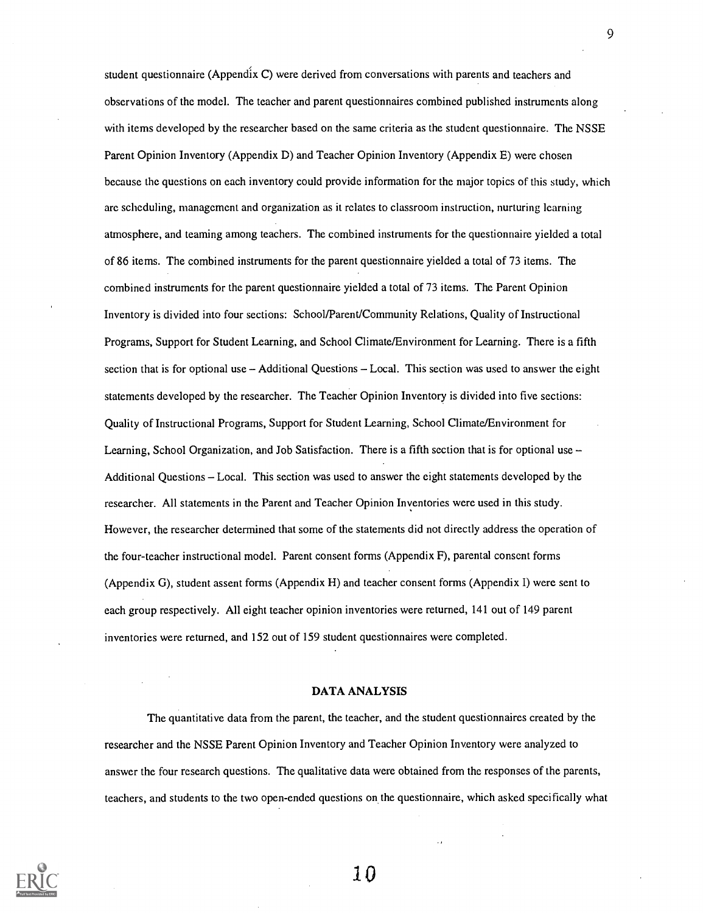student questionnaire (Appendix C) were derived from conversations with parents and teachers and observations of the model. The teacher and parent questionnaires combined published instruments along with items developed by the researcher based on the same criteria as the student questionnaire. The NSSE Parent Opinion Inventory (Appendix D) and Teacher Opinion Inventory (Appendix E) were chosen because the questions on each inventory could provide information for the major topics of this study, which are scheduling, management and organization as it relates to classroom instruction, nurturing learning atmosphere, and teaming among teachers. The combined instruments for the questionnaire yielded a total of 86 items. The combined instruments for the parent questionnaire yielded a total of 73 items. The combined instruments for the parent questionnaire yielded a total of 73 items. The Parent Opinion Inventory is divided into four sections: School/Parent/Community Relations, Quality of Instructional Programs, Support for Student Learning, and School Climate/Environment for Learning. There is a fifth section that is for optional use – Additional Questions – Local. This section was used to answer the eight statements developed by the researcher. The Teacher Opinion Inventory is divided into five sections: Quality of Instructional Programs, Support for Student Learning, School Climate/Environment for Learning, School Organization, and Job Satisfaction. There is a fifth section that is for optional use – Additional Questions – Local. This section was used to answer the eight statements developed by the researcher. All statements in the Parent and Teacher Opinion Inventories were used in this study. However, the researcher determined that some of the statements did not directly address the operation of the four-teacher instructional model. Parent consent forms (Appendix F), parental consent forms (Appendix G), student assent forms (Appendix H) and teacher consent forms (Appendix I) were sent to each group respectively. All eight teacher opinion inventories were returned, 141 out of 149 parent inventories were returned, and 152 out of 159 student questionnaires were completed.

## DATA ANALYSIS

The quantitative data from the parent, the teacher, and the student questionnaires created by the researcher and the NSSE Parent Opinion Inventory and Teacher Opinion Inventory were analyzed to answer the four research questions. The qualitative data were obtained from the responses of the parents, teachers, and students to the two open-ended questions on the questionnaire, which asked specifically what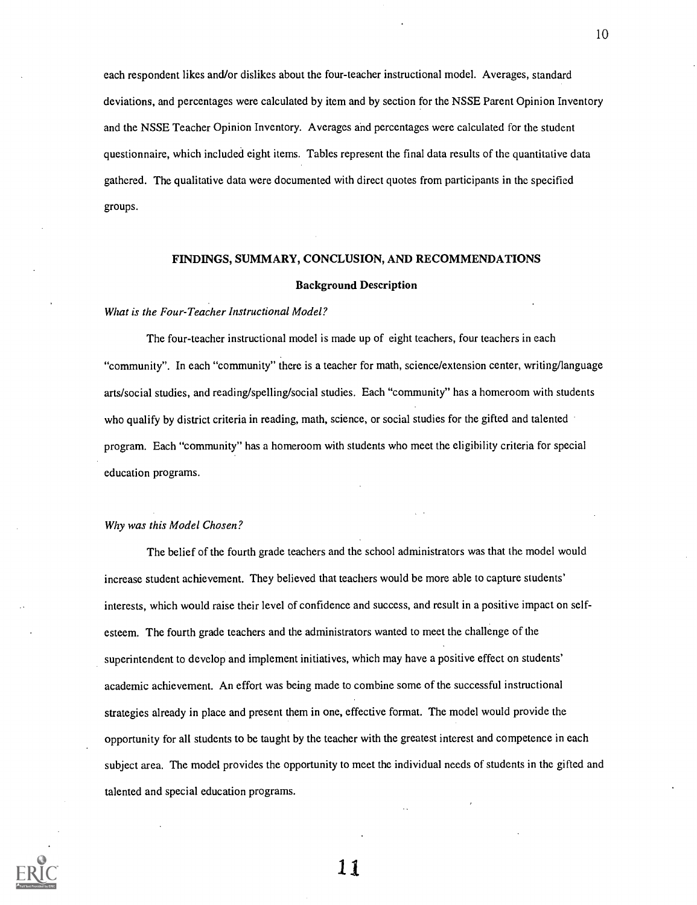each respondent likes and/or dislikes about the four-teacher instructional model. Averages, standard deviations, and percentages were calculated by item and by section for the NSSE Parent Opinion Inventory and the NSSE Teacher Opinion Inventory. Averages and percentages were calculated for the student questionnaire, which included eight items. Tables represent the final data results of the quantitative data gathered. The qualitative data were documented with direct quotes from participants in the specified groups.

## FINDINGS, SUMMARY, CONCLUSION, AND RECOMMENDATIONS

### Background Description

*What is the Four-Teacher Instructional Model?*

The four-teacher instructional model is made up of eight teachers, four teachers in each "community". In each "community" there is a teacher for math, science/extension center, writing/language arts/social studies, and reading/spelling/social studies. Each "community" has a homeroom with students who qualify by district criteria in reading, math, science, or social studies for the gifted and talented program. Each "community" has a homeroom with students who meet the eligibility criteria for special education programs.

*Why was this Model Chosen?*

The belief of the fourth grade teachers and the school administrators was that the model would increase student achievement. They believed that teachers would be more able to capture students' interests, which would raise their level of confidence and success, and result in a positive impact on self-esteem. The fourth grade teachers and the administrators wanted to meet the challenge of the superintendent to develop and implement initiatives, which may have a positive effect on students' academic achievement. An effort was being made to combine some of the successful instructional strategies already in place and present them in one, effective format. The model would provide the opportunity for all students to be taught by the teacher with the greatest interest and competence in each subject area. The model provides the opportunity to meet the individual needs of students in the gifted and talented and special education programs.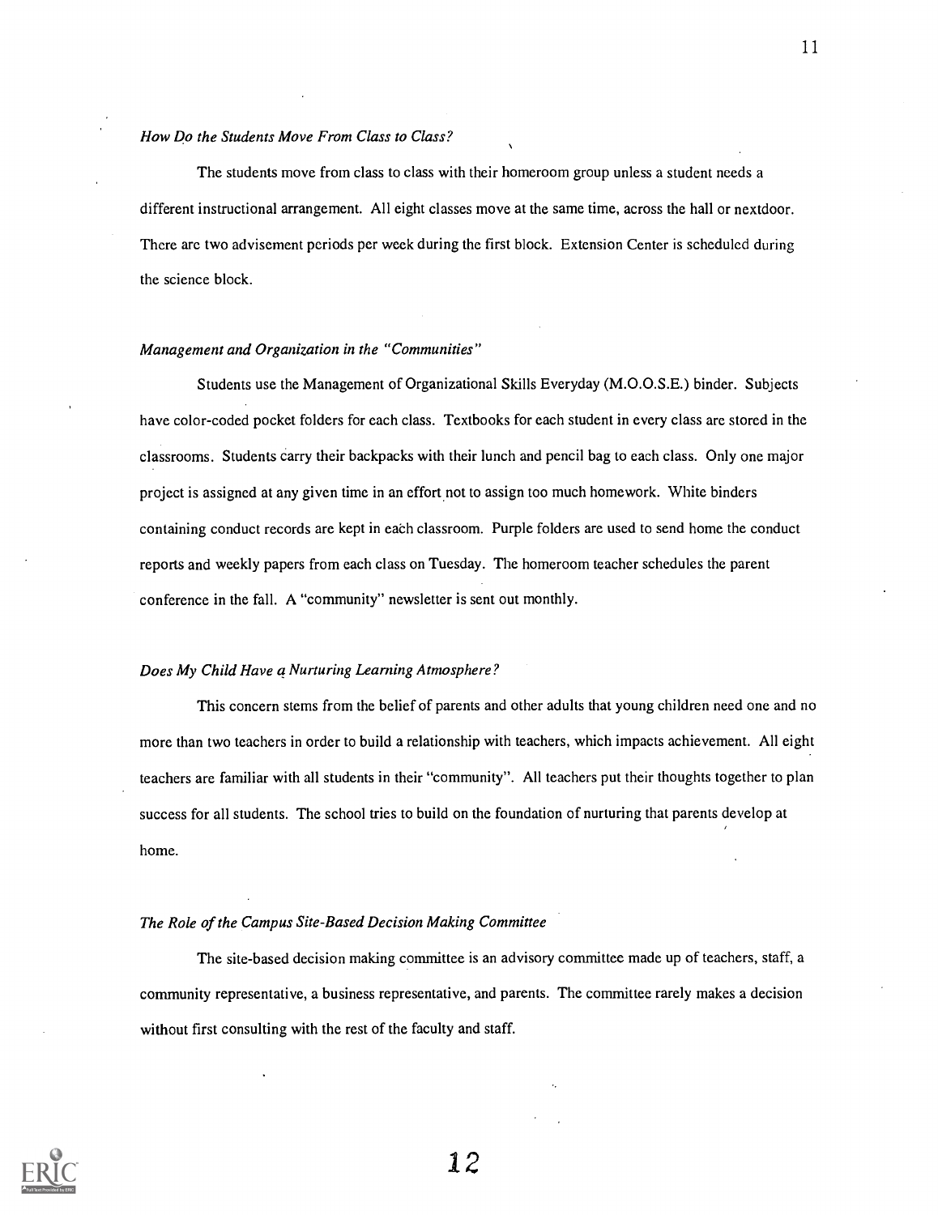*How Do the Students Move From Class to Class?*

The students move from class to class with their homeroom group unless a student needs a different instructional arrangement. All eight classes move at the same time, across the hall or nextdoor. There are two advisement periods per week during the first block. Extension Center is scheduled during the science block.

*Management and Organization in the "Communities"*

Students use the Management of Organizational Skills Everyday (M.O.O.S.E.) binder. Subjects have color-coded pocket folders for each class. Textbooks for each student in every class are stored in the classrooms. Students carry their backpacks with their lunch and pencil bag to each class. Only one major project is assigned at any given time in an effort not to assign too much homework. White binders containing conduct records are kept in each classroom. Purple folders are used to send home the conduct reports and weekly papers from each class on Tuesday. The homeroom teacher schedules the parent conference in the fall. A "community" newsletter is sent out monthly.

*Does My Child Have a Nurturing Learning Atmosphere?*

This concern stems from the belief of parents and other adults that young children need one and no more than two teachers in order to build a relationship with teachers, which impacts achievement. All eight teachers are familiar with all students in their "community". All teachers put their thoughts together to plan success for all students. The school tries to build on the foundation of nurturing that parents develop at home.

*The Role of the Campus Site-Based Decision Making Committee*

The site-based decision making committee is an advisory committee made up of teachers, staff, a community representative, a business representative, and parents. The committee rarely makes a decision without first consulting with the rest of the faculty and staff.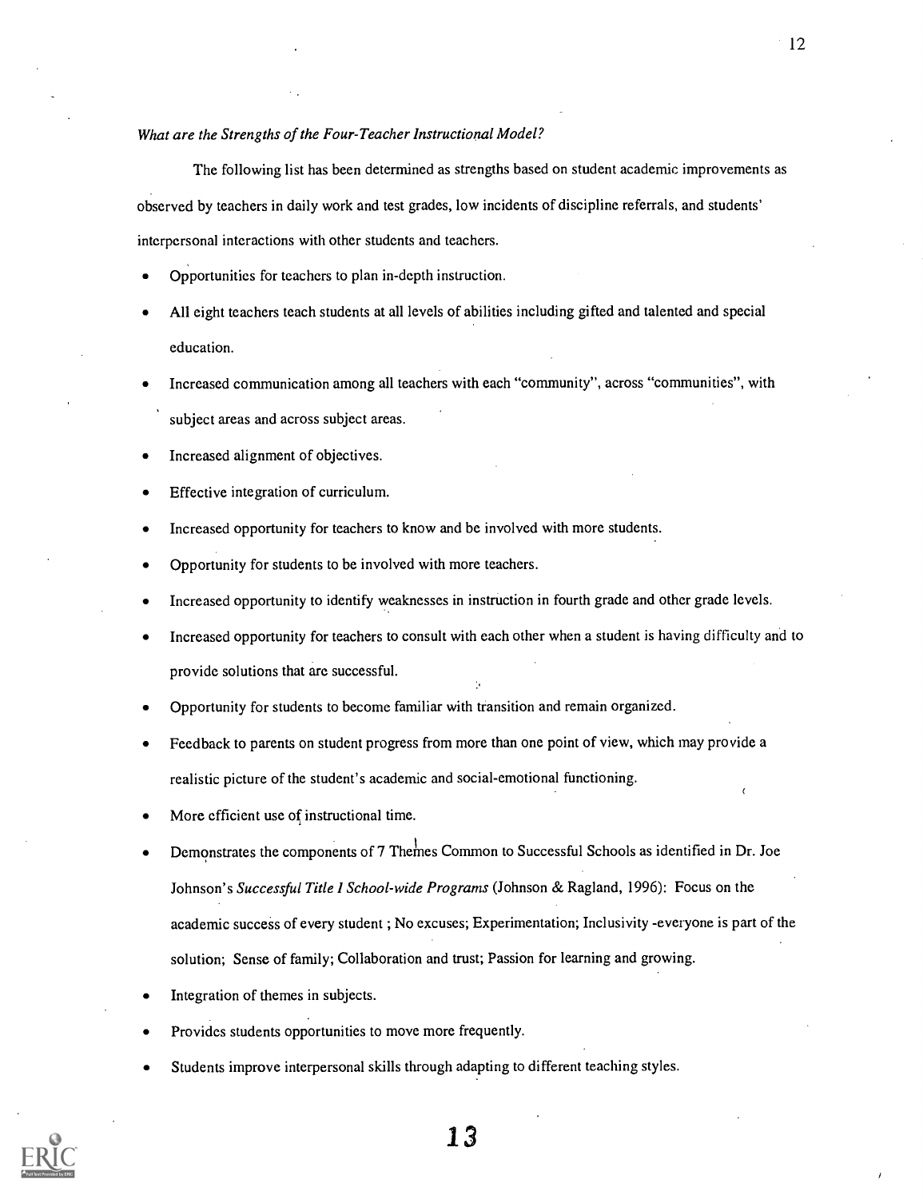*What are the Strengths of the Four-Teacher Instructional Model?*

The following list has been determined as strengths based on student academic improvements as observed by teachers in daily work and test grades, low incidents of discipline referrals, and students' interpersonal interactions with other students and teachers.

- Opportunities for teachers to plan in-depth instruction.
- All eight teachers teach students at all levels of abilities including gifted and talented and special education.
- Increased communication among all teachers with each "community", across "communities", with subject areas and across subject areas.
- Increased alignment of objectives.
- Effective integration of curriculum.
- Increased opportunity for teachers to know and be involved with more students.
- Opportunity for students to be involved with more teachers.
- Increased opportunity to identify weaknesses in instruction in fourth grade and other grade levels.
- Increased opportunity for teachers to consult with each other when a student is having difficulty and to provide solutions that are successful.
- Opportunity for students to become familiar with transition and remain organized.
- Feedback to parents on student progress from more than one point of view, which may provide a realistic picture of the student's academic and social-emotional functioning.
- More efficient use of instructional time.
- Demonstrates the components of 7 Themes Common to Successful Schools as identified in Dr. Joe Johnson's *Successful Title I School-wide Programs* (Johnson & Ragland, 1996): Focus on the academic success of every student ; No excuses; Experimentation; Inclusivity -everyone is part of the solution; Sense of family; Collaboration and trust; Passion for learning and growing.
- Integration of themes in subjects.
- Provides students opportunities to move more frequently.
- Students improve interpersonal skills through adapting to different teaching styles.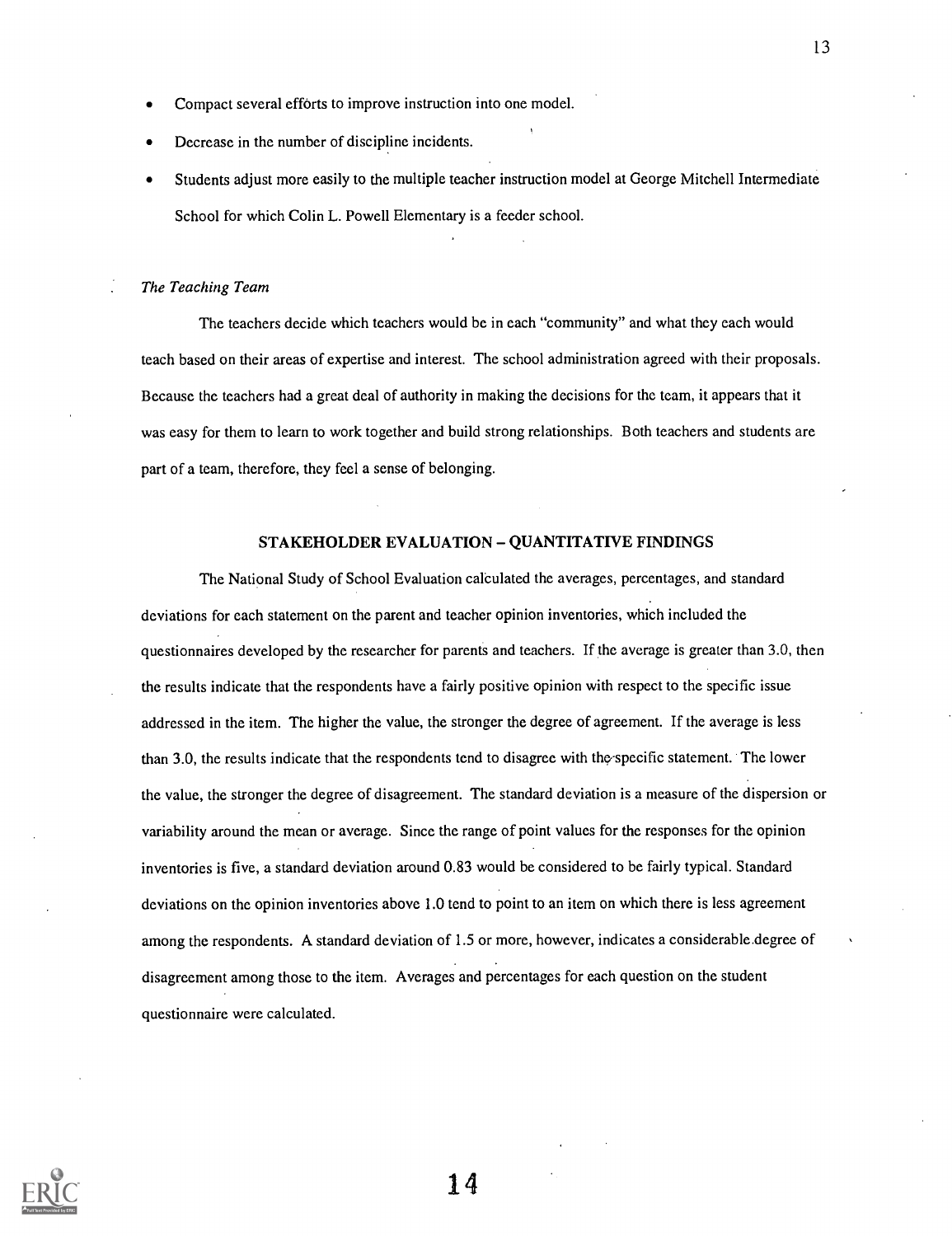- Compact several efforts to improve instruction into one model.
- Decrease in the number of discipline incidents.
- Students adjust more easily to the multiple teacher instruction model at George Mitchell Intermediate School for which Colin L. Powell Elementary is a feeder school.

*The Teaching Team*

The teachers decide which teachers would be in each "community" and what they each would teach based on their areas of expertise and interest. The school administration agreed with their proposals. Because the teachers had a great deal of authority in making the decisions for the team, it appears that it was easy for them to learn to work together and build strong relationships. Both teachers and students are part of a team, therefore, they feel a sense of belonging.

## STAKEHOLDER EVALUATION – QUANTITATIVE FINDINGS

The National Study of School Evaluation calculated the averages, percentages, and standard deviations for each statement on the parent and teacher opinion inventories, which included the questionnaires developed by the researcher for parents and teachers. If the average is greater than 3.0, then the results indicate that the respondents have a fairly positive opinion with respect to the specific issue addressed in the item. The higher the value, the stronger the degree of agreement. If the average is less than 3.0, the results indicate that the respondents tend to disagree with the specific statement. The lower the value, the stronger the degree of disagreement. The standard deviation is a measure of the dispersion or variability around the mean or average. Since the range of point values for the responses for the opinion inventories is five, a standard deviation around 0.83 would be considered to be fairly typical. Standard deviations on the opinion inventories above 1.0 tend to point to an item on which there is less agreement among the respondents. A standard deviation of 1.5 or more, however, indicates a considerable degree of disagreement among those to the item. Averages and percentages for each question on the student questionnaire were calculated.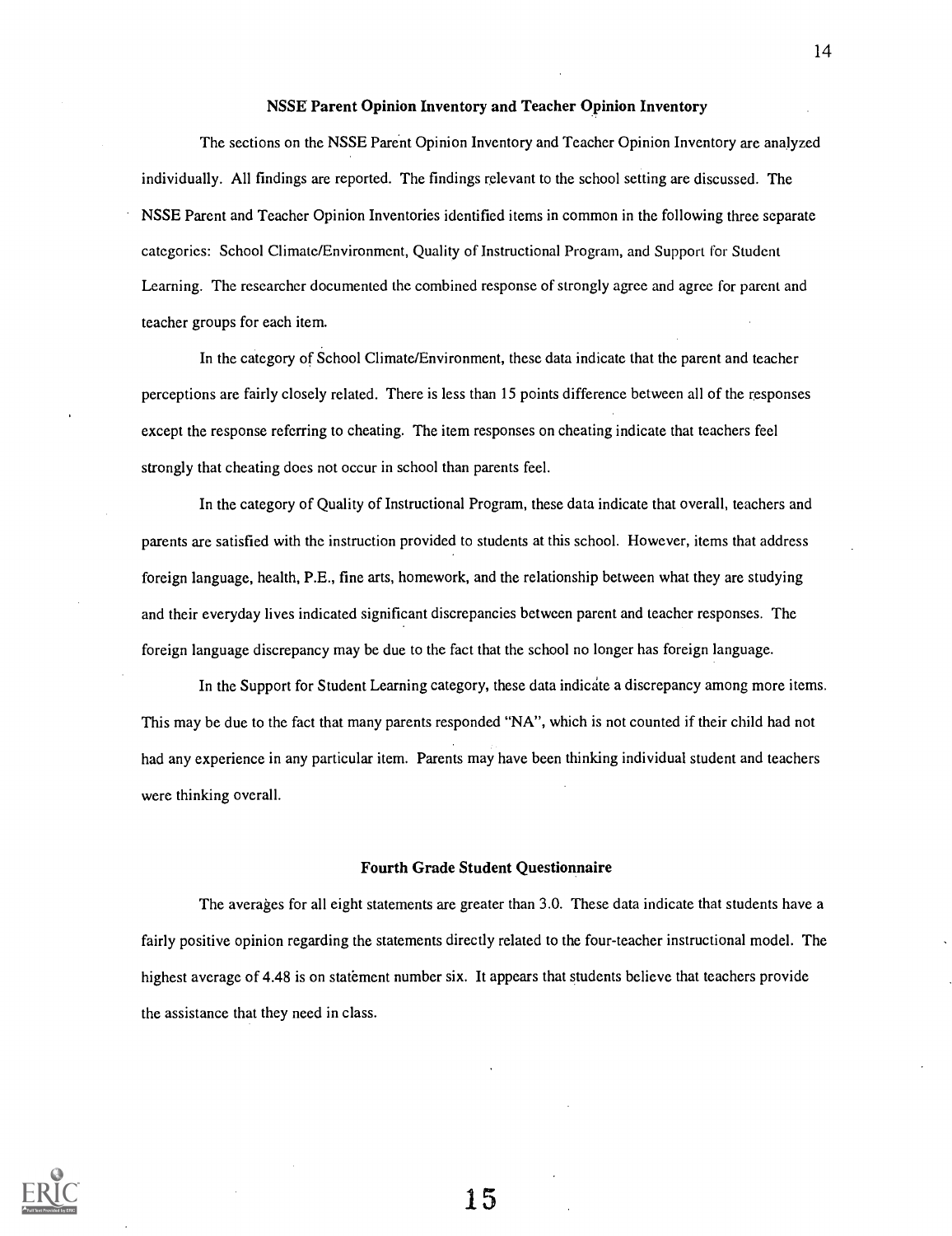### NSSE Parent Opinion Inventory and Teacher Opinion Inventory

The sections on the NSSE Parent Opinion Inventory and Teacher Opinion Inventory are analyzed individually. All findings are reported. The findings relevant to the school setting are discussed. The NSSE Parent and Teacher Opinion Inventories identified items in common in the following three separate categories: School Climate/Environment, Quality of Instructional Program, and Support for Student Learning. The researcher documented the combined response of strongly agree and agree for parent and teacher groups for each item.

In the category of School Climate/Environment, these data indicate that the parent and teacher perceptions are fairly closely related. There is less than 15 points difference between all of the responses except the response referring to cheating. The item responses on cheating indicate that teachers feel strongly that cheating does not occur in school than parents feel.

In the category of Quality of Instructional Program, these data indicate that overall, teachers and parents are satisfied with the instruction provided to students at this school. However, items that address foreign language, health, P.E., fine arts, homework, and the relationship between what they are studying and their everyday lives indicated significant discrepancies between parent and teacher responses. The foreign language discrepancy may be due to the fact that the school no longer has foreign language.

In the Support for Student Learning category, these data indicate a discrepancy among more items. This may be due to the fact that many parents responded "NA", which is not counted if their child had not had any experience in any particular item. Parents may have been thinking individual student and teachers were thinking overall.

### Fourth Grade Student Questionnaire

The averages for all eight statements are greater than 3.0. These data indicate that students have a fairly positive opinion regarding the statements directly related to the four-teacher instructional model. The highest average of 4.48 is on statement number six. It appears that students believe that teachers provide the assistance that they need in class.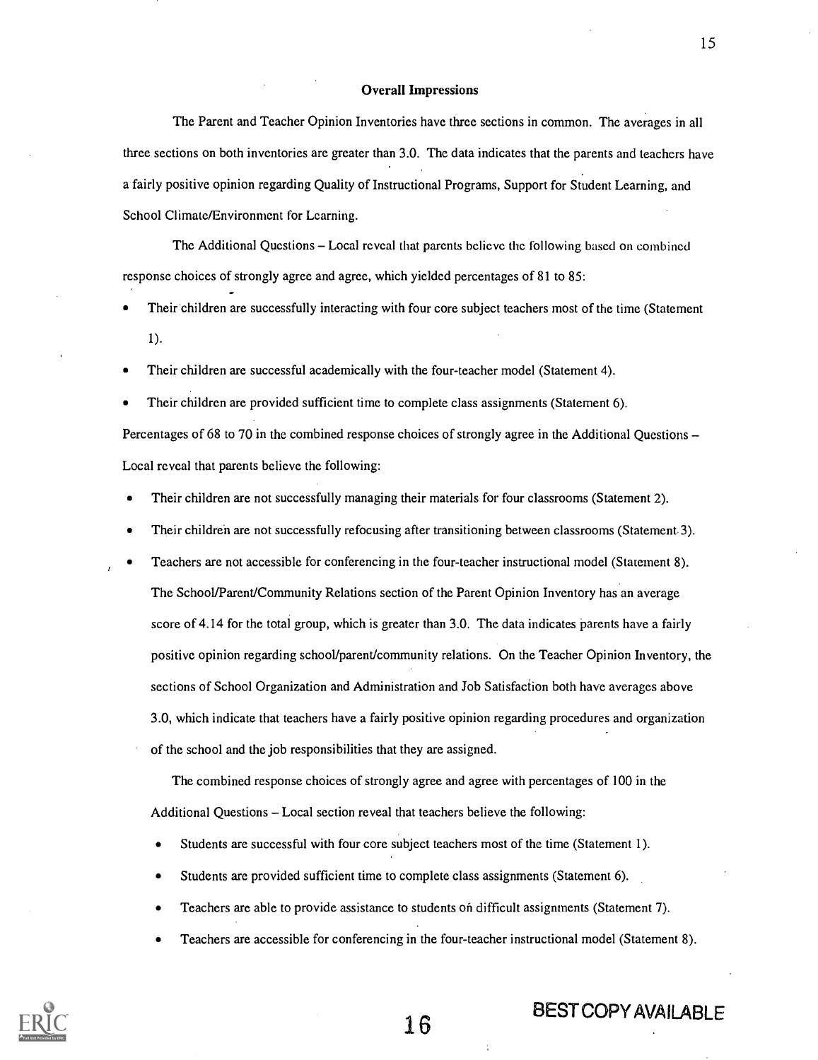### Overall Impressions

The Parent and Teacher Opinion Inventories have three sections in common. The averages in all three sections on both inventories are greater than 3.0. The data indicates that the parents and teachers have a fairly positive opinion regarding Quality of Instructional Programs, Support for Student Learning, and School Climate/Environment for Learning.

The Additional Questions – Local reveal that parents believe the following based on combined response choices of strongly agree and agree, which yielded percentages of 81 to 85:

- Their children are successfully interacting with four core subject teachers most of the time (Statement 1).
- Their children are successful academically with the four-teacher model (Statement 4).
- Their children are provided sufficient time to complete class assignments (Statement 6).

Percentages of 68 to 70 in the combined response choices of strongly agree in the Additional Questions – Local reveal that parents believe the following:

- Their children are not successfully managing their materials for four classrooms (Statement 2).
- Their children are not successfully refocusing after transitioning between classrooms (Statement 3).
- Teachers are not accessible for conferencing in the four-teacher instructional model (Statement 8).

The School/Parent/Community Relations section of the Parent Opinion Inventory has an average score of 4.14 for the total group, which is greater than 3.0. The data indicates parents have a fairly positive opinion regarding school/parent/community relations. On the Teacher Opinion Inventory, the sections of School Organization and Administration and Job Satisfaction both have averages above 3.0, which indicate that teachers have a fairly positive opinion regarding procedures and organization of the school and the job responsibilities that they are assigned.

The combined response choices of strongly agree and agree with percentages of 100 in the Additional Questions – Local section reveal that teachers believe the following:

- Students are successful with four core subject teachers most of the time (Statement 1).
- Students are provided sufficient time to complete class assignments (Statement 6).
- Teachers are able to provide assistance to students on difficult assignments (Statement 7).
- Teachers are accessible for conferencing in the four-teacher instructional model (Statement 8).

BEST COPY AVAILABLE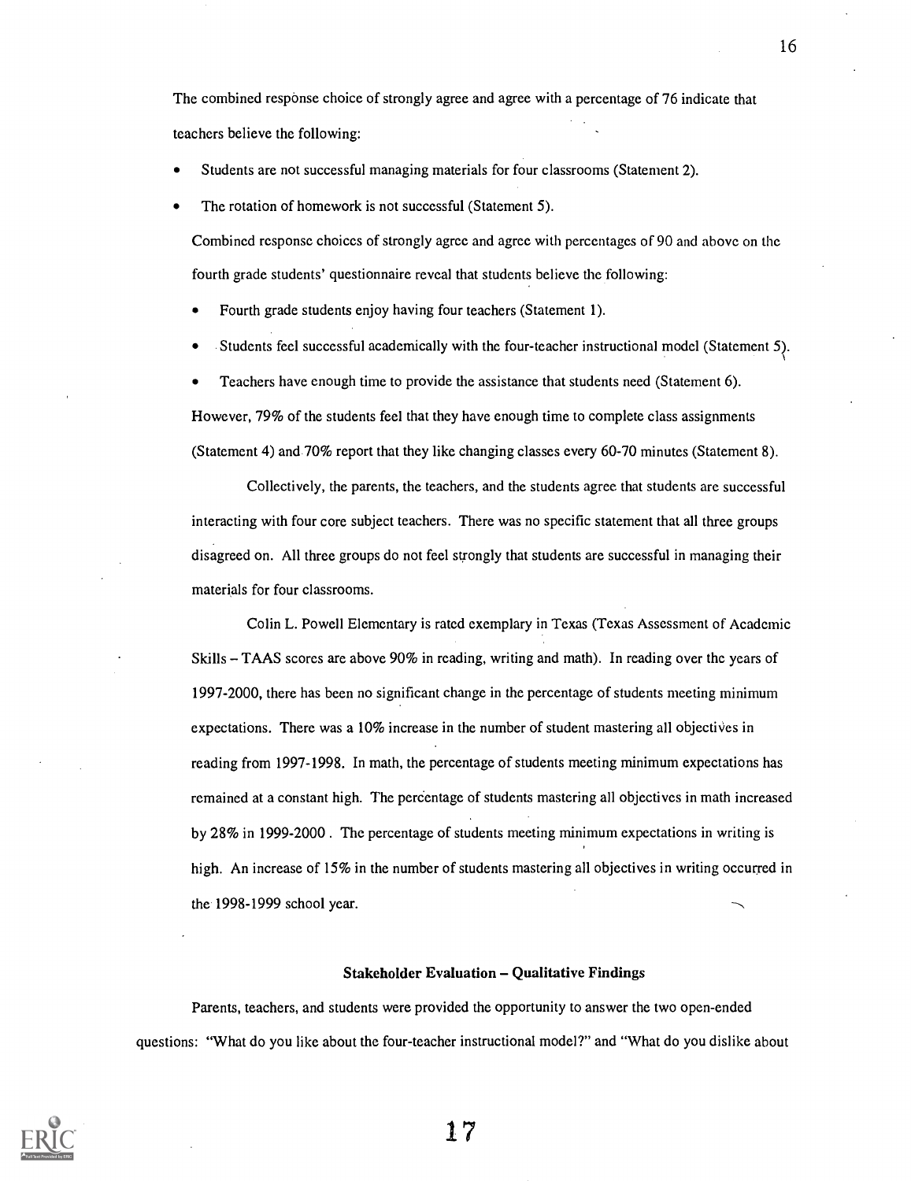The combined response choice of strongly agree and agree with a percentage of 76 indicate that teachers believe the following:

- Students are not successful managing materials for four classrooms (Statement 2).
- The rotation of homework is not successful (Statement 5).

Combined response choices of strongly agree and agree with percentages of 90 and above on the fourth grade students' questionnaire reveal that students believe the following:

- Fourth grade students enjoy having four teachers (Statement 1).
- Students feel successful academically with the four-teacher instructional model (Statement 5).
- Teachers have enough time to provide the assistance that students need (Statement 6).

However, 79% of the students feel that they have enough time to complete class assignments (Statement 4) and 70% report that they like changing classes every 60-70 minutes (Statement 8).

Collectively, the parents, the teachers, and the students agree that students are successful interacting with four core subject teachers. There was no specific statement that all three groups disagreed on. All three groups do not feel strongly that students are successful in managing their materials for four classrooms.

Colin L. Powell Elementary is rated exemplary in Texas (Texas Assessment of Academic Skills – TAAS scores are above 90% in reading, writing and math). In reading over the years of 1997-2000, there has been no significant change in the percentage of students meeting minimum expectations. There was a 10% increase in the number of student mastering all objectives in reading from 1997-1998. In math, the percentage of students meeting minimum expectations has remained at a constant high. The percentage of students mastering all objectives in math increased by 28% in 1999-2000 . The percentage of students meeting minimum expectations in writing is high. An increase of 15% in the number of students mastering all objectives in writing occurred in the 1998-1999 school year.

### Stakeholder Evaluation – Qualitative Findings

Parents, teachers, and students were provided the opportunity to answer the two open-ended questions: "What do you like about the four-teacher instructional model?" and "What do you dislike about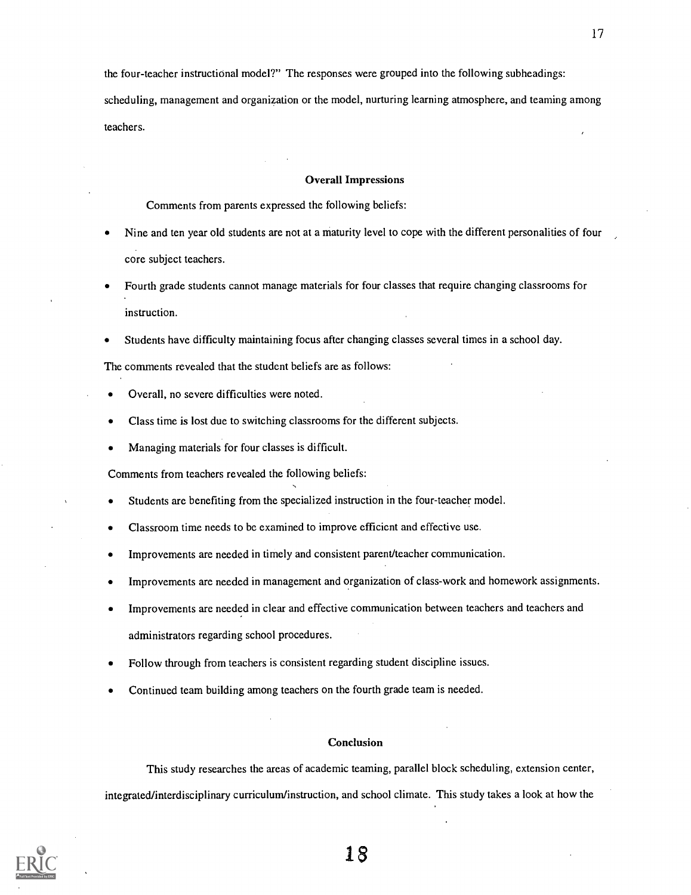the four-teacher instructional model?" The responses were grouped into the following subheadings: scheduling, management and organization or the model, nurturing learning atmosphere, and teaming among teachers.

### Overall Impressions

Comments from parents expressed the following beliefs:

- Nine and ten year old students are not at a maturity level to cope with the different personalities of four core subject teachers.
- Fourth grade students cannot manage materials for four classes that require changing classrooms for instruction.
- Students have difficulty maintaining focus after changing classes several times in a school day.

The comments revealed that the student beliefs are as follows:

- Overall, no severe difficulties were noted.
- Class time is lost due to switching classrooms for the different subjects.
- Managing materials for four classes is difficult.

Comments from teachers revealed the following beliefs:

- Students are benefiting from the specialized instruction in the four-teacher model.
- Classroom time needs to be examined to improve efficient and effective use.
- Improvements are needed in timely and consistent parent/teacher communication.
- Improvements are needed in management and organization of class-work and homework assignments.
- Improvements are needed in clear and effective communication between teachers and teachers and administrators regarding school procedures.
- Follow through from teachers is consistent regarding student discipline issues.
- Continued team building among teachers on the fourth grade team is needed.

### Conclusion

This study researches the areas of academic teaming, parallel block scheduling, extension center, integrated/interdisciplinary curriculum/instruction, and school climate. This study takes a look at how the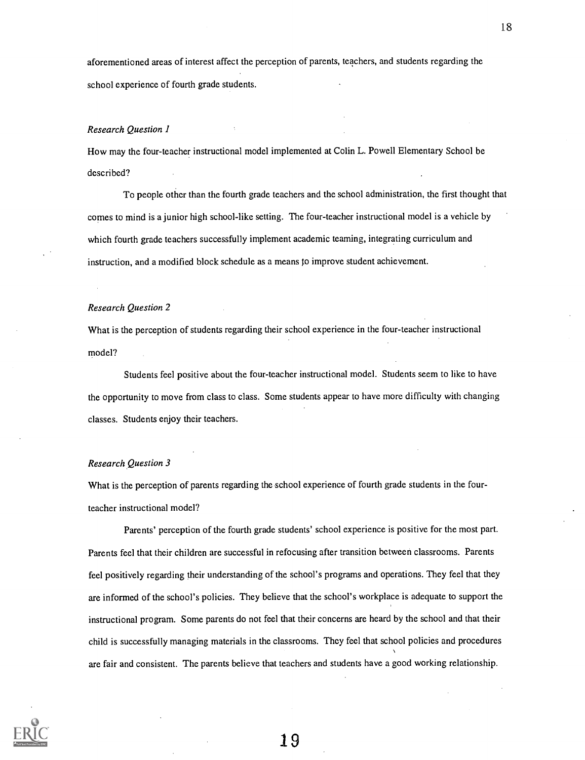aforementioned areas of interest affect the perception of parents, teachers, and students regarding the school experience of fourth grade students.

*Research Question 1*

How may the four-teacher instructional model implemented at Colin L. Powell Elementary School be described?

To people other than the fourth grade teachers and the school administration, the first thought that comes to mind is a junior high school-like setting. The four-teacher instructional model is a vehicle by which fourth grade teachers successfully implement academic teaming, integrating curriculum and instruction, and a modified block schedule as a means to improve student achievement.

*Research Question 2*

What is the perception of students regarding their school experience in the four-teacher instructional model?

Students feel positive about the four-teacher instructional model. Students seem to like to have the opportunity to move from class to class. Some students appear to have more difficulty with changing classes. Students enjoy their teachers.

*Research Question 3*

What is the perception of parents regarding the school experience of fourth grade students in the four-teacher instructional model?

Parents' perception of the fourth grade students' school experience is positive for the most part. Parents feel that their children are successful in refocusing after transition between classrooms. Parents feel positively regarding their understanding of the school's programs and operations. They feel that they are informed of the school's policies. They believe that the school's workplace is adequate to support the instructional program. Some parents do not feel that their concerns are heard by the school and that their child is successfully managing materials in the classrooms. They feel that school policies and procedures are fair and consistent. The parents believe that teachers and students have a good working relationship.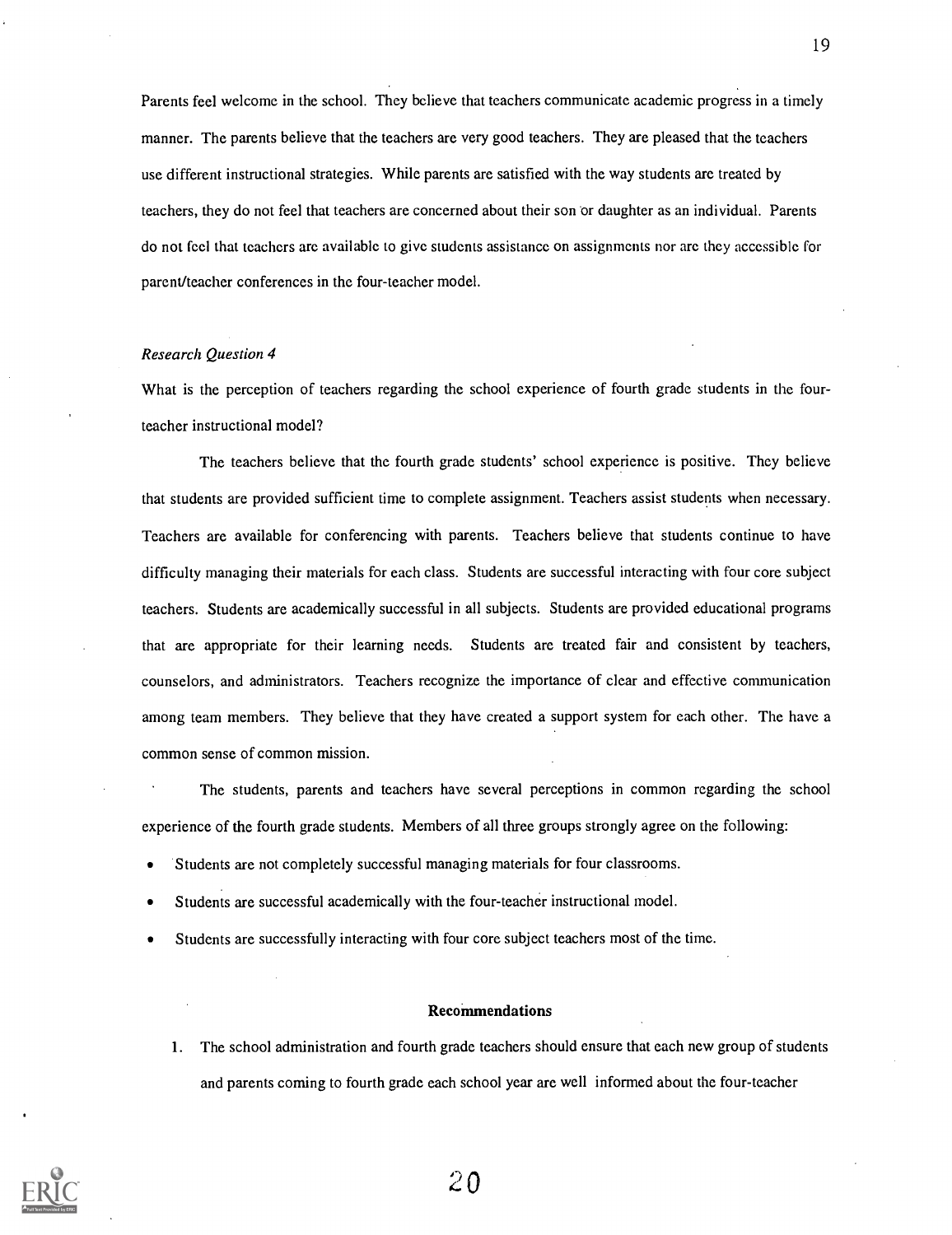Parents feel welcome in the school. They believe that teachers communicate academic progress in a timely manner. The parents believe that the teachers are very good teachers. They are pleased that the teachers use different instructional strategies. While parents are satisfied with the way students are treated by teachers, they do not feel that teachers are concerned about their son or daughter as an individual. Parents do not feel that teachers are available to give students assistance on assignments nor are they accessible for parent/teacher conferences in the four-teacher model.

*Research Question 4*

What is the perception of teachers regarding the school experience of fourth grade students in the four-teacher instructional model?

The teachers believe that the fourth grade students' school experience is positive. They believe that students are provided sufficient time to complete assignment. Teachers assist students when necessary. Teachers are available for conferencing with parents. Teachers believe that students continue to have difficulty managing their materials for each class. Students are successful interacting with four core subject teachers. Students are academically successful in all subjects. Students are provided educational programs that are appropriate for their learning needs. Students are treated fair and consistent by teachers, counselors, and administrators. Teachers recognize the importance of clear and effective communication among team members. They believe that they have created a support system for each other. The have a common sense of common mission.

The students, parents and teachers have several perceptions in common regarding the school experience of the fourth grade students. Members of all three groups strongly agree on the following:

- Students are not completely successful managing materials for four classrooms.
- Students are successful academically with the four-teacher instructional model.
- Students are successfully interacting with four core subject teachers most of the time.

## Recommendations

1. The school administration and fourth grade teachers should ensure that each new group of students and parents coming to fourth grade each school year are well informed about the four-teacher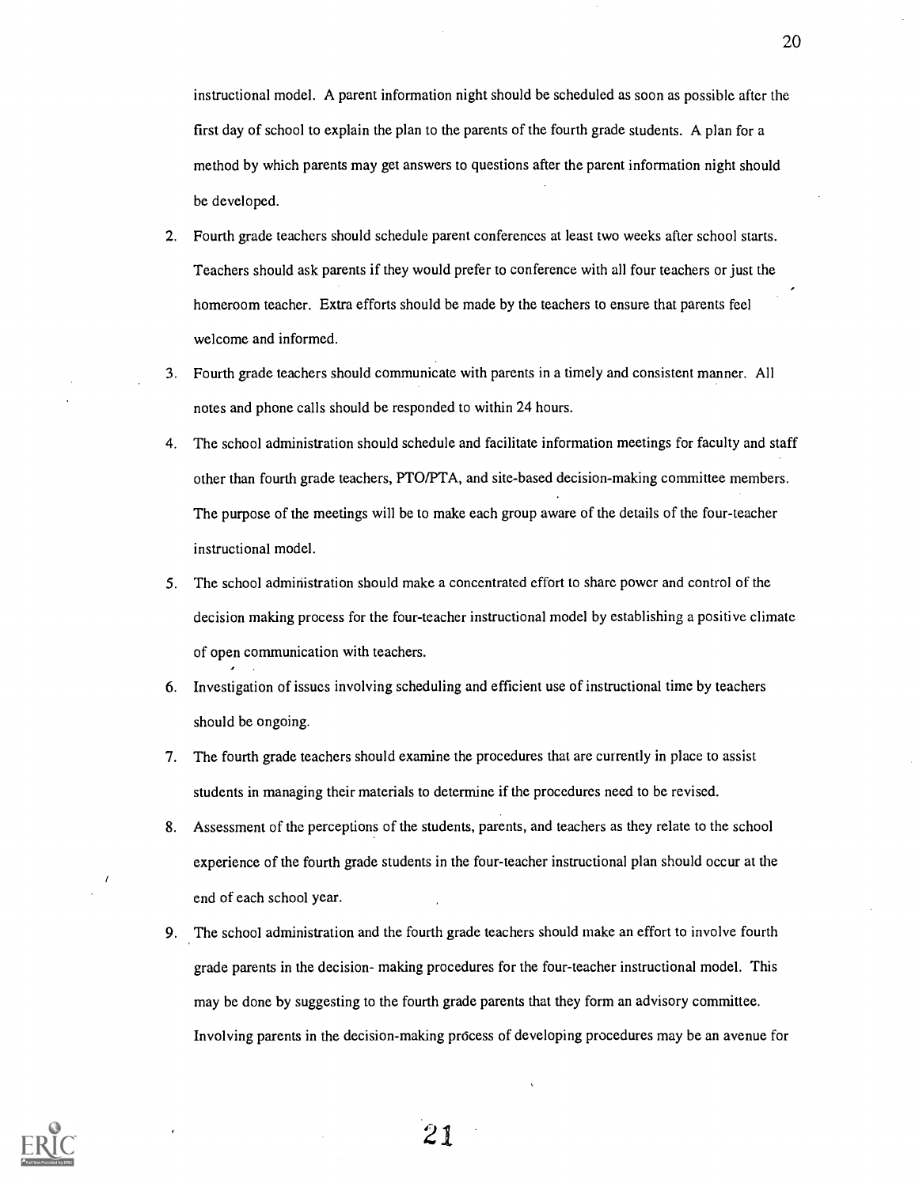instructional model. A parent information night should be scheduled as soon as possible after the first day of school to explain the plan to the parents of the fourth grade students. A plan for a method by which parents may get answers to questions after the parent information night should be developed.

2. Fourth grade teachers should schedule parent conferences at least two weeks after school starts. Teachers should ask parents if they would prefer to conference with all four teachers or just the homeroom teacher. Extra efforts should be made by the teachers to ensure that parents feel welcome and informed.
3. Fourth grade teachers should communicate with parents in a timely and consistent manner. All notes and phone calls should be responded to within 24 hours.
4. The school administration should schedule and facilitate information meetings for faculty and staff other than fourth grade teachers, PTO/PTA, and site-based decision-making committee members. The purpose of the meetings will be to make each group aware of the details of the four-teacher instructional model.
5. The school administration should make a concentrated effort to share power and control of the decision making process for the four-teacher instructional model by establishing a positive climate of open communication with teachers.
6. Investigation of issues involving scheduling and efficient use of instructional time by teachers should be ongoing.
7. The fourth grade teachers should examine the procedures that are currently in place to assist students in managing their materials to determine if the procedures need to be revised.
8. Assessment of the perceptions of the students, parents, and teachers as they relate to the school experience of the fourth grade students in the four-teacher instructional plan should occur at the end of each school year.
9. The school administration and the fourth grade teachers should make an effort to involve fourth grade parents in the decision- making procedures for the four-teacher instructional model. This may be done by suggesting to the fourth grade parents that they form an advisory committee. Involving parents in the decision-making process of developing procedures may be an avenue for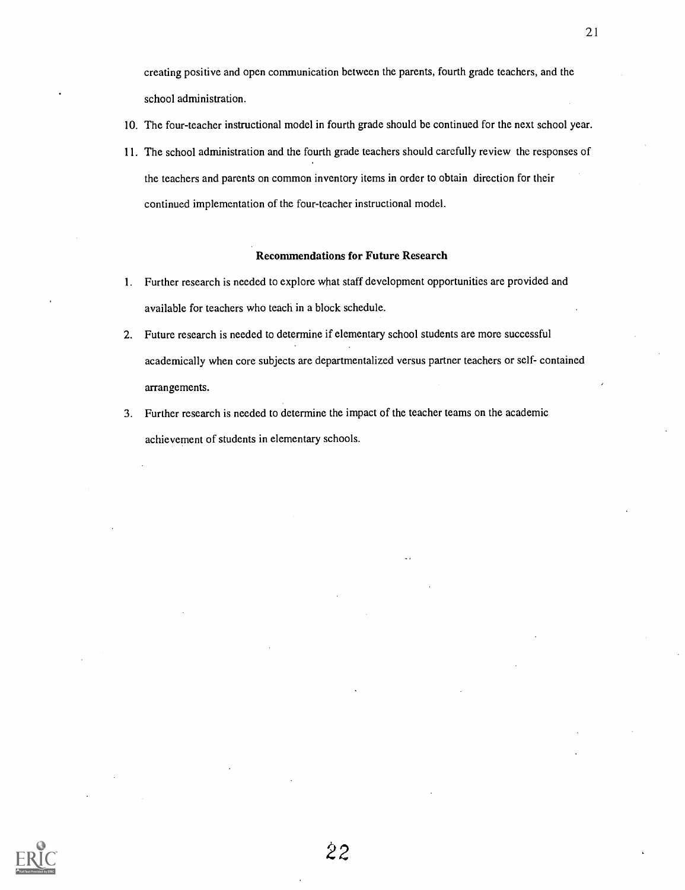creating positive and open communication between the parents, fourth grade teachers, and the school administration.

10. The four-teacher instructional model in fourth grade should be continued for the next school year.
11. The school administration and the fourth grade teachers should carefully review the responses of the teachers and parents on common inventory items in order to obtain direction for their continued implementation of the four-teacher instructional model.

**Recommendations for Future Research**

1. Further research is needed to explore what staff development opportunities are provided and available for teachers who teach in a block schedule.
2. Future research is needed to determine if elementary school students are more successful academically when core subjects are departmentalized versus partner teachers or self- contained arrangements.
3. Further research is needed to determine the impact of the teacher teams on the academic achievement of students in elementary schools.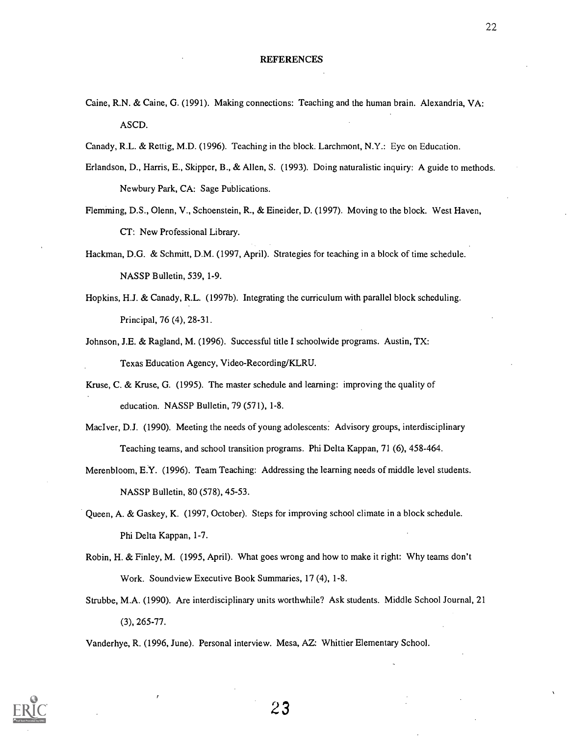# REFERENCES

Caine, R.N. & Caine, G. (1991). Making connections: Teaching and the human brain. Alexandria, VA: ASCD.

Canady, R.L. & Rettig, M.D. (1996). Teaching in the block. Larchmont, N.Y.: Eye on Education.

Erlandson, D., Harris, E., Skipper, B., & Allen, S. (1993). Doing naturalistic inquiry: A guide to methods. Newbury Park, CA: Sage Publications.

Flemming, D.S., Olenn, V., Schoenstein, R., & Eineider, D. (1997). Moving to the block. West Haven, CT: New Professional Library.

Hackman, D.G. & Schmitt, D.M. (1997, April). Strategies for teaching in a block of time schedule. NASSP Bulletin, 539, 1-9.

Hopkins, H.J. & Canady, R.L. (1997b). Integrating the curriculum with parallel block scheduling. Principal, 76 (4), 28-31.

Johnson, J.E. & Ragland, M. (1996). Successful title I schoolwide programs. Austin, TX: Texas Education Agency, Video-Recording/KLRU.

Kruse, C. & Kruse, G. (1995). The master schedule and learning: improving the quality of education. NASSP Bulletin, 79 (571), 1-8.

MacIver, D.J. (1990). Meeting the needs of young adolescents: Advisory groups, interdisciplinary Teaching teams, and school transition programs. Phi Delta Kappan, 71 (6), 458-464.

Merenbloom, E.Y. (1996). Team Teaching: Addressing the learning needs of middle level students. NASSP Bulletin, 80 (578), 45-53.

Queen, A. & Gaskey, K. (1997, October). Steps for improving school climate in a block schedule. Phi Delta Kappan, 1-7.

Robin, H. & Finley, M. (1995, April). What goes wrong and how to make it right: Why teams don't Work. Soundview Executive Book Summaries, 17 (4), 1-8.

Strubbe, M.A. (1990). Are interdisciplinary units worthwhile? Ask students. Middle School Journal, 21 (3), 265-77.

Vanderhye, R. (1996, June). Personal interview. Mesa, AZ: Whittier Elementary School.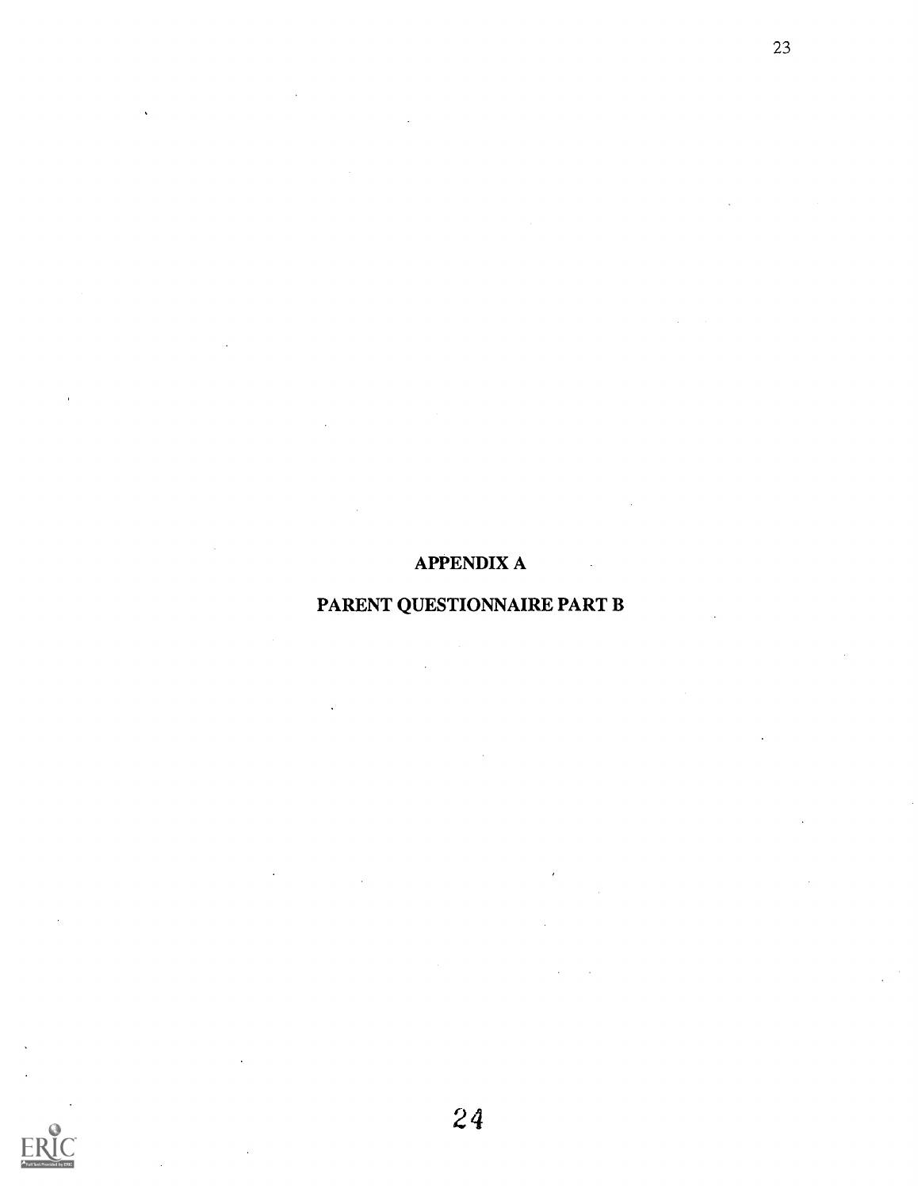# APPENDIX A

# PARENT QUESTIONNAIRE PART B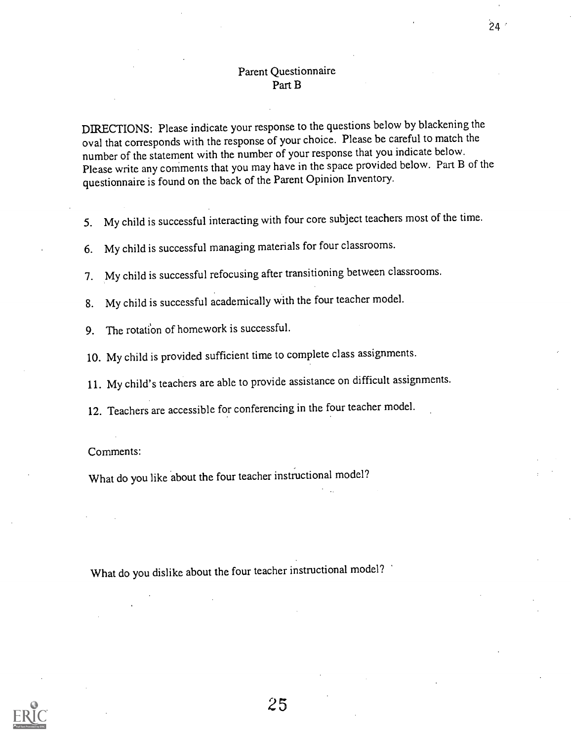# Parent Questionnaire
## Part B

DIRECTIONS: Please indicate your response to the questions below by blackening the oval that corresponds with the response of your choice. Please be careful to match the number of the statement with the number of your response that you indicate below. Please write any comments that you may have in the space provided below. Part B of the questionnaire is found on the back of the Parent Opinion Inventory.

5. My child is successful interacting with four core subject teachers most of the time.
6. My child is successful managing materials for four classrooms.
7. My child is successful refocusing after transitioning between classrooms.
8. My child is successful academically with the four teacher model.
9. The rotation of homework is successful.
10. My child is provided sufficient time to complete class assignments.
11. My child's teachers are able to provide assistance on difficult assignments.
12. Teachers are accessible for conferencing in the four teacher model.

Comments:

What do you like about the four teacher instructional model?

What do you dislike about the four teacher instructional model?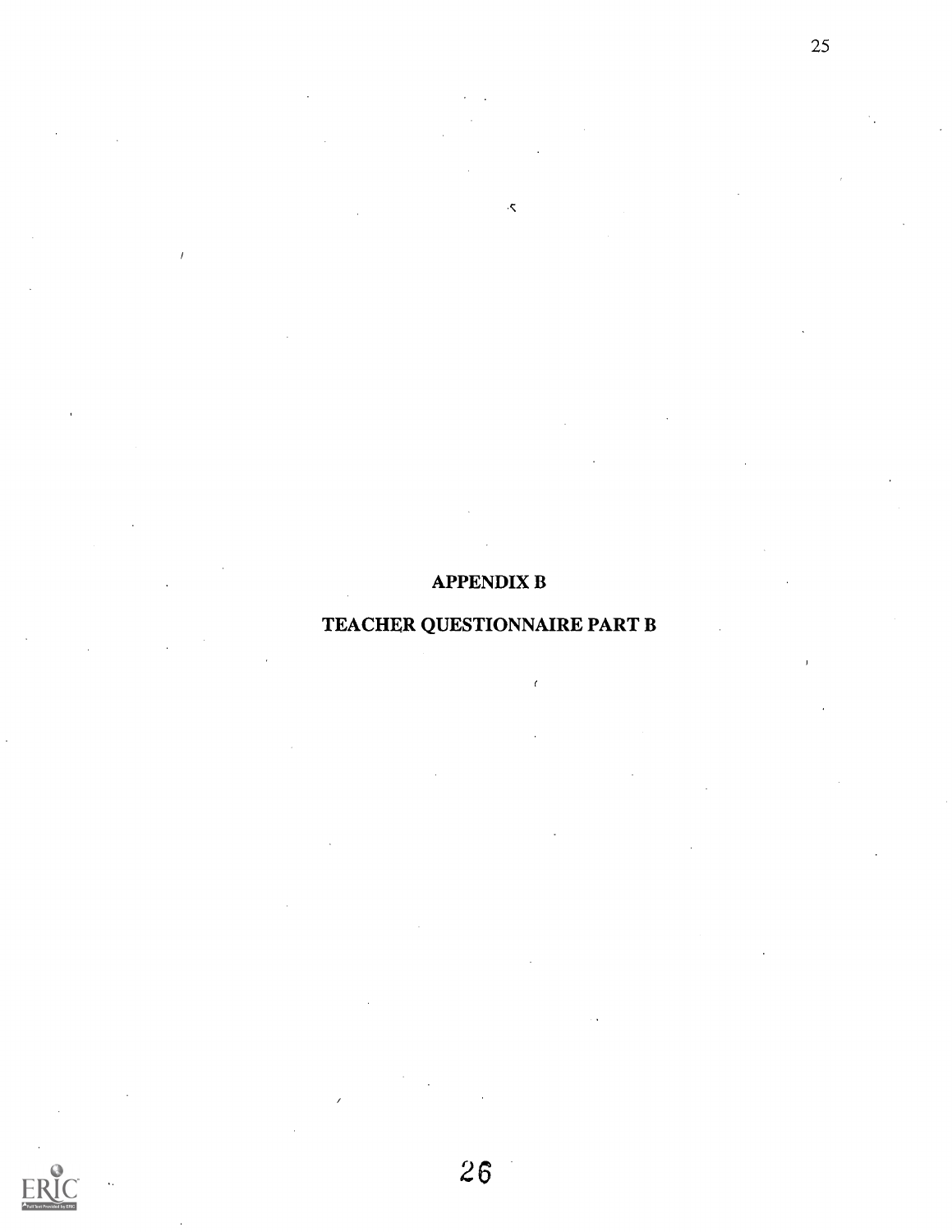# APPENDIX B

# TEACHER QUESTIONNAIRE PART B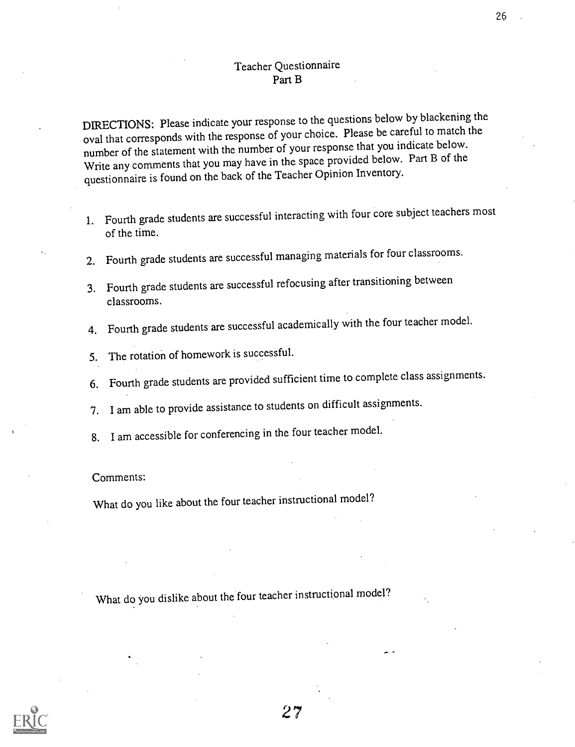# Teacher Questionnaire
## Part B

DIRECTIONS: Please indicate your response to the questions below by blackening the oval that corresponds with the response of your choice. Please be careful to match the number of the statement with the number of your response that you indicate below. Write any comments that you may have in the space provided below. Part B of the questionnaire is found on the back of the Teacher Opinion Inventory.

1. Fourth grade students are successful interacting with four core subject teachers most of the time.
2. Fourth grade students are successful managing materials for four classrooms.
3. Fourth grade students are successful refocusing after transitioning between classrooms.
4. Fourth grade students are successful academically with the four teacher model.
5. The rotation of homework is successful.
6. Fourth grade students are provided sufficient time to complete class assignments.
7. I am able to provide assistance to students on difficult assignments.
8. I am accessible for conferencing in the four teacher model.

Comments:

What do you like about the four teacher instructional model?

What do you dislike about the four teacher instructional model?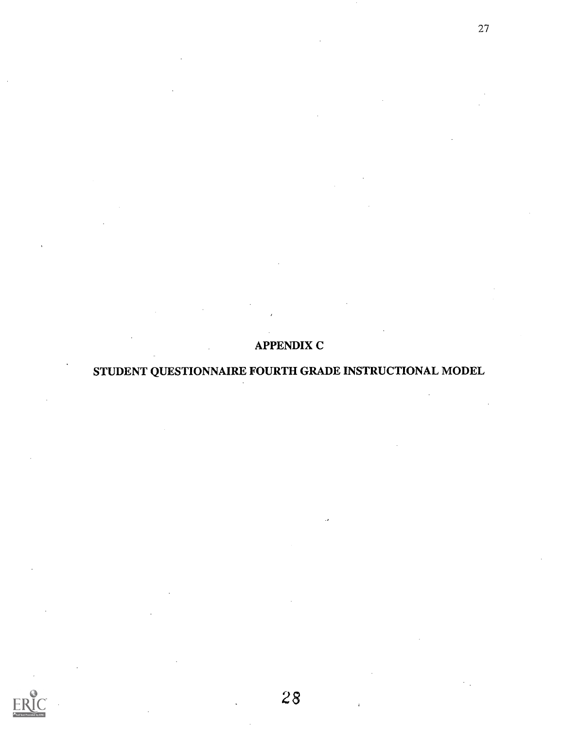# APPENDIX C

## STUDENT QUESTIONNAIRE FOURTH GRADE INSTRUCTIONAL MODEL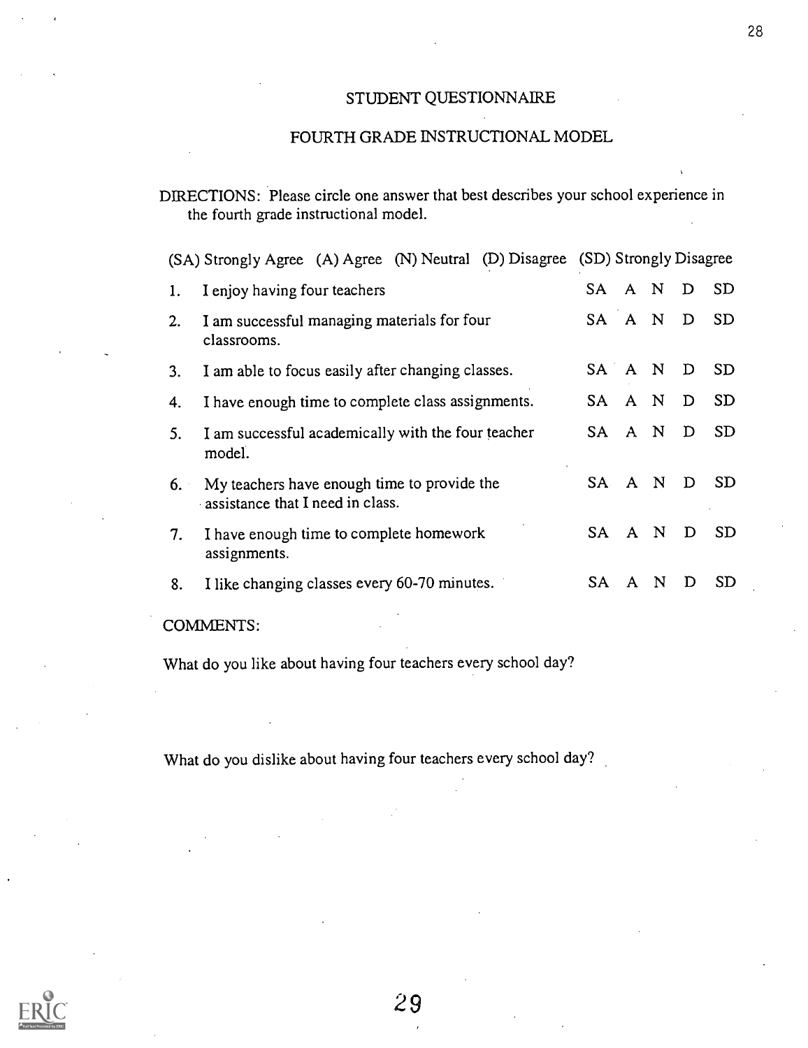# STUDENT QUESTIONNAIRE

## FOURTH GRADE INSTRUCTIONAL MODEL

DIRECTIONS: Please circle one answer that best describes your school experience in the fourth grade instructional model.

(SA) Strongly Agree (A) Agree (N) Neutral (D) Disagree (SD) Strongly Disagree

| | | | | | | |
|---|---|---|---|---|---|---|
| 1. | I enjoy having four teachers | SA | A | N | D | SD |
| 2. | I am successful managing materials for four classrooms. | SA | A | N | D | SD |
| 3. | I am able to focus easily after changing classes. | SA | A | N | D | SD |
| 4. | I have enough time to complete class assignments. | SA | A | N | D | SD |
| 5. | I am successful academically with the four teacher model. | SA | A | N | D | SD |
| 6. | My teachers have enough time to provide the assistance that I need in class. | SA | A | N | D | SD |
| 7. | I have enough time to complete homework assignments. | SA | A | N | D | SD |
| 8. | I like changing classes every 60-70 minutes. | SA | A | N | D | SD |

COMMENTS:

What do you like about having four teachers every school day?

What do you dislike about having four teachers every school day?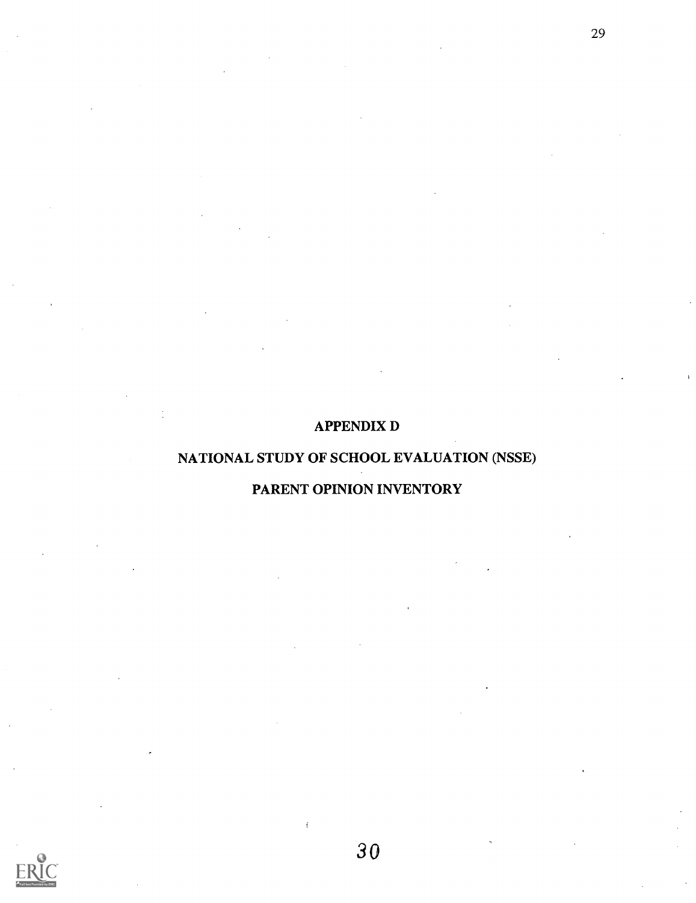# APPENDIX D

# NATIONAL STUDY OF SCHOOL EVALUATION (NSSE)

# PARENT OPINION INVENTORY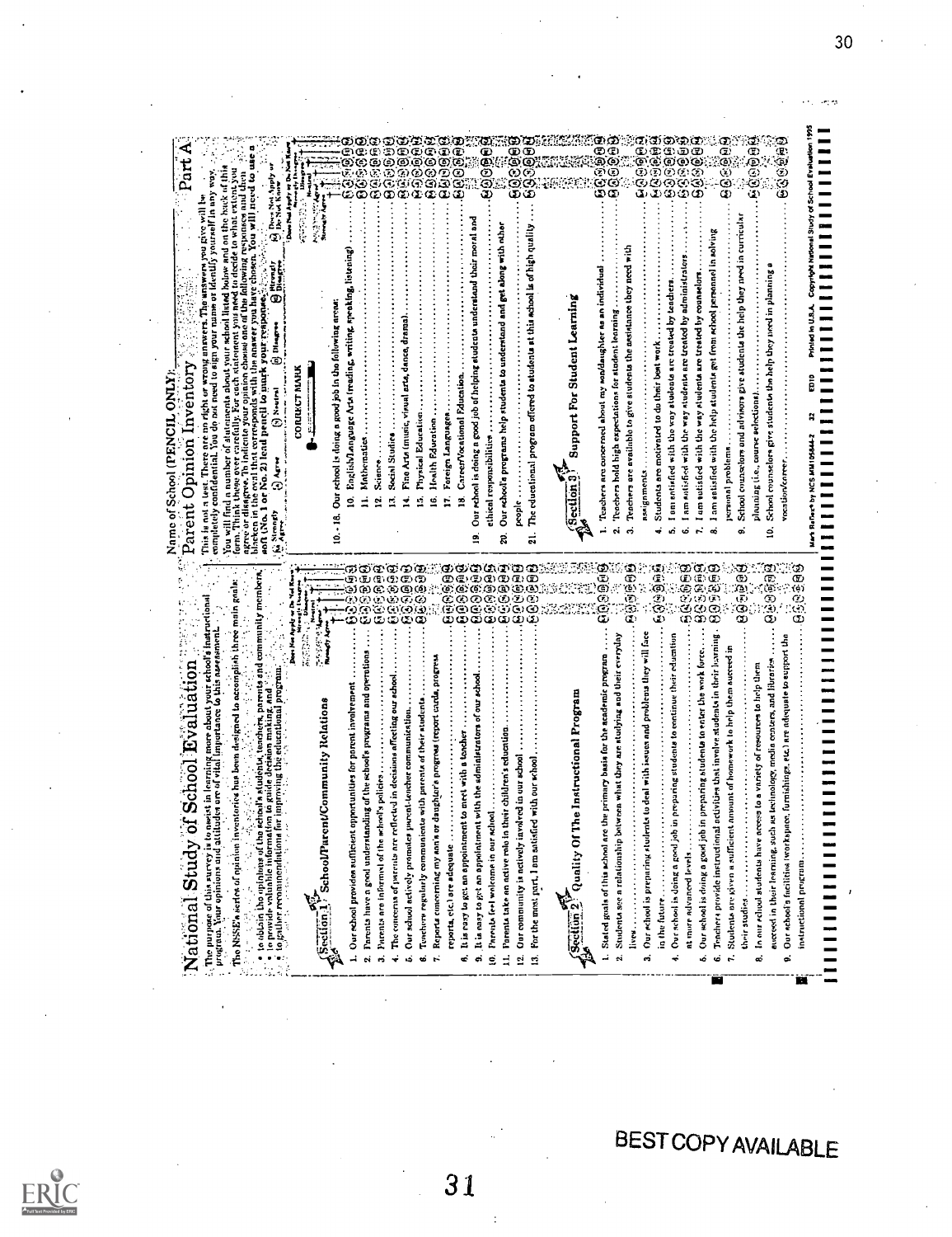# National Study of School Evaluation

The purpose of this survey is to assist in learning more about your school's instructional program. Your opinions and attitudes are of vital importance to this assessment.

The NSSE's series of opinion inventories has been designed to accomplish three main goals:

- to obtain the opinions of the school's students, teachers, parents and community members,
- to provide valuable information to guide decision making, and
- to gather recommendations for improving the educational program.

Name of School (PENCIL ONLY): ____________

## Parent Opinion Inventory — Part A

This is not a test. There are no right or wrong answers. The answers you give will be completely confidential. You do not need to sign your name or identify yourself in any way.

You will find a number of statements about your school listed below and on the back of this form. Think these over carefully. For each statement you need to decide to what extent you agree or disagree. To indicate your opinion choose one of the following responses and then blacken in the oval that corresponds with the answer you have chosen. You will need to use a soft (No. 1 or No. 2) lead pencil to mark your response.

(5) Strongly Agree (4) Agree (3) Neutral (2) Disagree (1) Strongly Disagree (0) Does Not Apply or Do Not Know

CORRECT MARK

### Section 1 School/Parent/Community Relations

1. Our school provides sufficient opportunities for parent involvement ⑤④③②①⓪
2. Parents have a good understanding of the school's programs and operations ⑤④③②①⓪
3. Parents are informed of the school's policies ⑤④③②①⓪
4. The concerns of parents are reflected in decisions affecting our school ⑤④③②①⓪
5. Our school actively promotes parent-teacher communication ⑤④③②①⓪
6. Teachers regularly communicate with parents of their students ⑤④③②①⓪
7. Reports concerning my son's or daughter's progress (report cards, progress reports, etc.) are adequate ⑤④③②①⓪
8. It is easy to get an appointment to meet with a teacher ⑤④③②①⓪
9. It is easy to get an appointment with the administrators of our school ⑤④③②①⓪
10. Parents feel welcome in our school ⑤④③②①⓪
11. Parents take an active role in their children's education ⑤④③②①⓪
12. Our community is actively involved in our school ⑤④③②①⓪
13. For the most part, I am satisfied with our school ⑤④③②①⓪

### Section 2 Quality Of The Instructional Program

1. Stated goals of this school are the primary basis for the academic program ⑤④③②①⓪
2. Students see a relationship between what they are studying and their everyday lives ⑤④③②①⓪
3. Our school is preparing students to deal with issues and problems they will face in the future ⑤④③②①⓪
4. Our school is doing a good job in preparing students to continue their education at more advanced levels ⑤④③②①⓪
5. Our school is doing a good job in preparing students to enter the work force ⑤④③②①⓪
6. Teachers provide instructional activities that involve students in their learning ⑤④③②①⓪
7. Students are given a sufficient amount of homework to help them succeed in their studies ⑤④③②①⓪
8. In our school students have access to a variety of resources to help them succeed in their learning, such as technology, media centers, and libraries ⑤④③②①⓪
9. Our school's facilities (workspace, furnishings, etc.) are adequate to support the instructional program ⑤④③②①⓪

10.–18. Our school is doing a good job in the following areas:

10. English/Language Arts (reading, writing, speaking, listening) ⑤④③②①⓪
11. Mathematics ⑤④③②①⓪
12. Science ⑤④③②①⓪
13. Social Studies ⑤④③②①⓪
14. Fine Arts (music, visual arts, dance, drama) ⑤④③②①⓪
15. Physical Education ⑤④③②①⓪
16. Health Education ⑤④③②①⓪
17. Foreign Languages ⑤④③②①⓪
18. Career/Vocational Education ⑤④③②①⓪
19. Our school is doing a good job of helping students understand their moral and ethical responsibilities ⑤④③②①⓪
20. Our school's programs help students to understand and get along with other people ⑤④③②①⓪
21. The educational program offered to students at this school is of high quality ⑤④③②①⓪

### Section 3 Support For Student Learning

1. Teachers are concerned about my son/daughter as an individual ⑤④③②①⓪
2. Teachers hold high expectations for student learning ⑤④③②①⓪
3. Teachers are available to give students the assistance they need with assignments ⑤④③②①⓪
4. Students are motivated to do their best work ⑤④③②①⓪
5. I am satisfied with the way students are treated by teachers ⑤④③②①⓪
6. I am satisfied with the way students are treated by administrators ⑤④③②①⓪
7. I am satisfied with the way students are treated by counselors ⑤④③②①⓪
8. I am satisfied with the help students get from school personnel in solving personal problems ⑤④③②①⓪
9. School counselors and advisors give students the help they need in curricular planning (i.e., course selections) ⑤④③②①⓪
10. School counselors give students the help they need in planning a vocation/career ⑤④③②①⓪

Mark Reflex® by NCS MM105844-2 32 ED10 Printed in U.S.A. Copyright National Study of School Evaluation 1995

BEST COPY AVAILABLE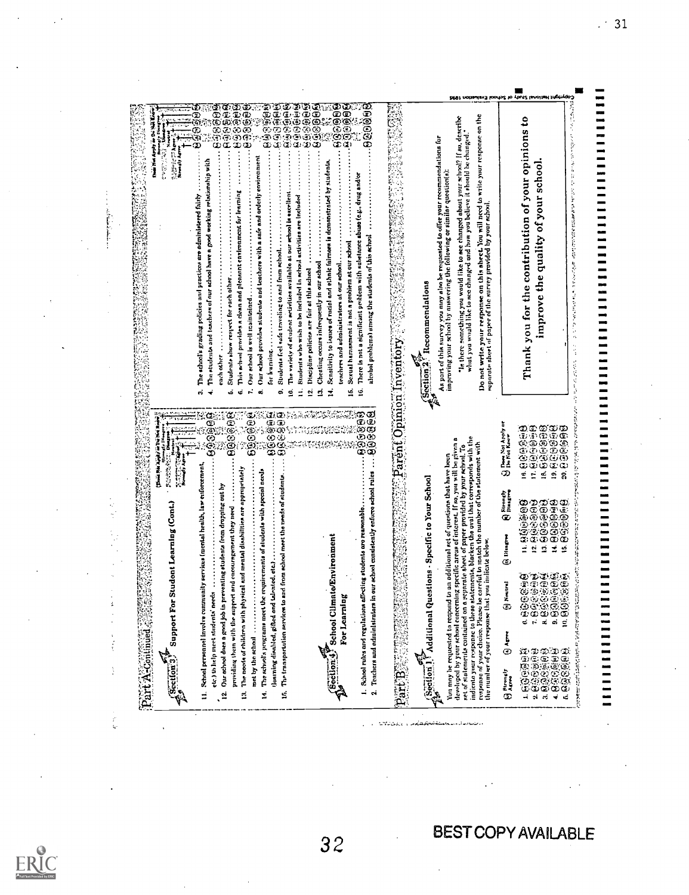## Part A-Continued

### Section 3 Support For Student Learning (Cont.)

(5) Strongly Agree (4) Agree (3) Neutral (2) Disagree (1) Strongly Disagree (0) Does Not Apply or Do Not Know

11. School personnel involve community services (mental health, law enforcement, etc.) to help meet students' needs
12. Our school does a good job in preventing students from dropping out by providing them with the support and encouragement they need
13. The needs of children with physical and mental disabilities are appropriately met by the school
14. The school's programs meet the requirements of students with special needs (learning disabled, gifted and talented, etc.)
15. The transportation services to and from school meet the needs of students

### Section 4 School Climate/Environment For Learning

1. School rules and regulations affecting students are reasonable
2. Teachers and administrators in our school consistently enforce school rules
3. The school's grading policies and practices are administered fairly
4. The students and teachers of our school have a good working relationship with each other
5. Students show respect for each other
6. This school provides a clean and pleasant environment for learning
7. Our school is well maintained
8. Our school provides students and teachers with a safe and orderly environment for learning
9. Students feel safe traveling to and from school
10. The variety of student activities available at our school is excellent
11. Students who wish to be included in school activities are included
12. Discipline policies are fair at this school
13. Cheating occurs infrequently in our school
14. Sensitivity to issues of racial and ethnic fairness is demonstrated by students, teachers and administrators at our school
15. Sexual harassment is not a problem at our school
16. There is not a significant problem with substance abuse (e.g., drug and/or alcohol problems) among the students of this school

## Part B Parent Opinion Inventory

### Section 1 Additional Questions - Specific to Your School

You may be requested to respond to an additional set of questions that have been developed by your school concerning specific areas of interest. If so, you will be given a set of statements contained on a separate sheet of paper provided by your school. To indicate your response to these statements, blacken the oval that corresponds with the response of your choice. Please be careful to match the number of the statement with the number of your response that you indicate below.

(5) Strongly Agree (4) Agree (3) Neutral (2) Disagree (1) Strongly Disagree (0) Does Not Apply or Do Not Know

1. – 20.

### Section 2 Recommendations

As part of this survey you may also be requested to offer your recommendations for improving your school by answering the following or similar question(s):

"Is there something you would like to see changed about your school? If so, describe what you would like to see changed and how you believe it should be changed."

Do not write your response on this sheet. You will need to write your response on the separate sheet of paper of the survey provided by your school.

**Thank you for the contribution of your opinions to improve the quality of your school.**

Copyright National Study of School Evaluation 1995

BEST COPY AVAILABLE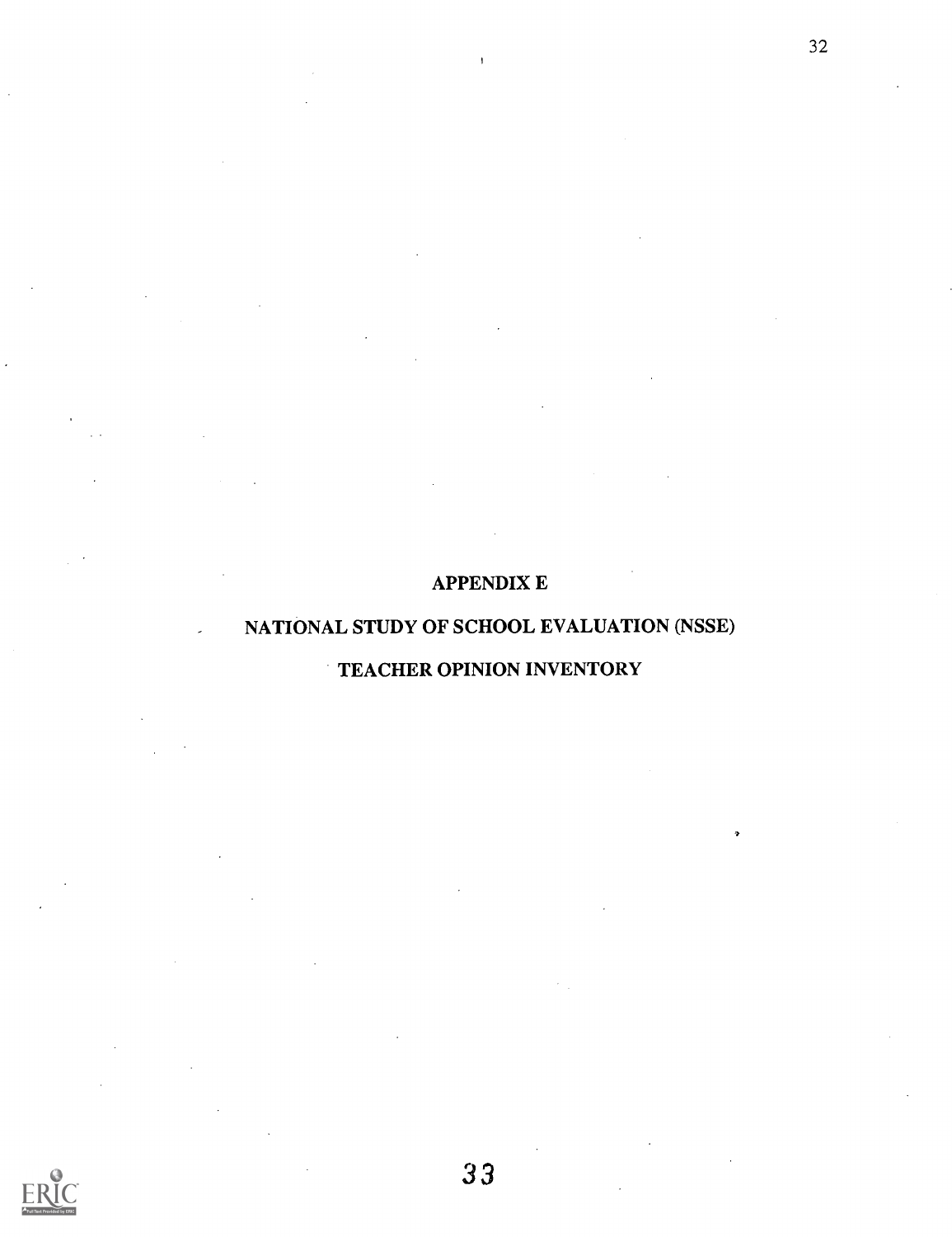# APPENDIX E

# NATIONAL STUDY OF SCHOOL EVALUATION (NSSE)

# TEACHER OPINION INVENTORY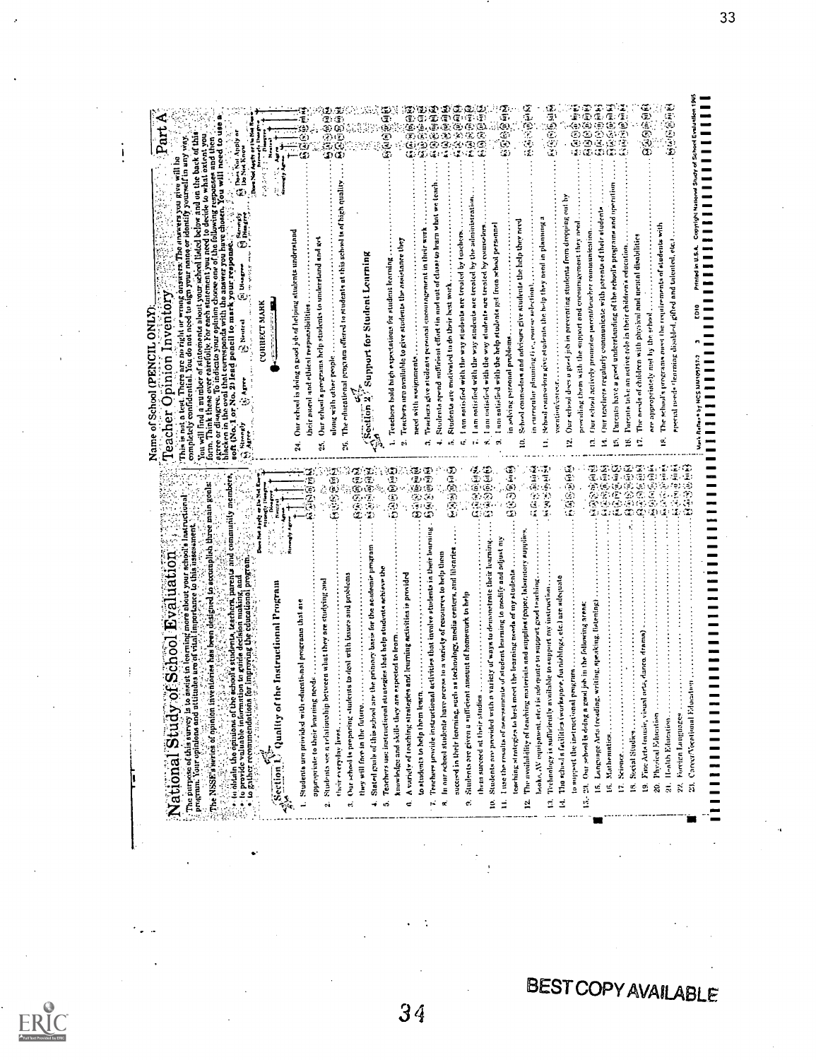# National Study of School Evaluation

The purpose of this survey is to assist in learning more about your school's instructional program. Your opinions and attitudes are of vital importance to this assessment.

The NSSE's series of opinion inventories has been designed to accomplish three main goals:

- to obtain the opinions of the school's students, teachers, parents and community members,
- to provide valuable information to guide decision making, and
- to gather recommendations for improving the educational program.

Response scale: Strongly Agree, Agree, Neutral, Disagree, Strongly Disagree, Does Not Apply or Do Not Know

## Section 1: Quality of the Instructional Program

1. Students are provided with educational programs that are appropriate to their learning needs
2. Students see a relationship between what they are studying and their everyday lives
3. Our school is preparing students to deal with issues and problems they will face in the future
4. Stated goals of this school are the primary basis for the academic program
5. Teachers use instructional strategies that help students achieve the knowledge and skills they are expected to learn
6. A variety of teaching strategies and learning activities is provided to students to help them learn
7. Teachers provide instructional activities that involve students in their learning
8. In our school students have access to a variety of resources to help them succeed in their learning, such as technology, media centers, and libraries
9. Students are given a sufficient amount of homework to help them succeed at their studies
10. Students are provided with a variety of ways to demonstrate their learning
11. I use the results of assessments of student learning to modify and adjust my teaching strategies to best meet the learning needs of my students
12. The availability of teaching materials and supplies (paper, laboratory supplies, books, AV equipment, etc.) is adequate to support good teaching
13. Technology is sufficiently available to support my instruction
14. The school's facilities (workspace, furnishings, etc.) are adequate to support the instructional program
15.–23. Our school is doing a good job in the following areas:
15. Language Arts (reading, writing, speaking, listening)
16. Mathematics
17. Science
18. Social Studies
19. Fine Arts (music, visual arts, dance, drama)
20. Physical Education
21. Health Education
22. Foreign Languages
23. Career/Vocational Education

Name of School (PENCIL ONLY)

# Teacher Opinion Inventory

## Part A

This is not a test. There are no right or wrong answers. The answers you give will be completely confidential. You do not need to sign your name or identify yourself in any way. You will find a number of statements about your school listed below and on the back of this form. Think these over carefully. For each statement you need to decide to what extent you agree or disagree. To indicate your opinion choose one of the following responses and then blacken in the oval that corresponds with the answer you have chosen. You will need to use a soft (No. 1 or No. 2) lead pencil to mark your response.

Ⓐ Strongly Agree Ⓑ Agree Ⓒ Neutral Ⓓ Disagree Ⓔ Strongly Disagree Ⓕ Does Not Apply or Do Not Know

CORRECT MARK

24. Our school is doing a good job of helping students understand their moral and ethical responsibilities
25. Our school's programs help students to understand and get along with other people
26. The educational program offered to students at this school is of high quality

## Section 2: Support for Student Learning

1. Teachers hold high expectations for student learning
2. Teachers are available to give students the assistance they need with assignments
3. Teachers give students personal encouragement in their work
4. Students spend sufficient effort (in and out of class) to learn what we teach
5. Students are motivated to do their best work
6. I am satisfied with the way students are treated by teachers
7. I am satisfied with the way students are treated by the administration
8. I am satisfied with the way students are treated by counselors
9. I am satisfied with the help students get from school personnel in solving personal problems
10. School counselors and advisors give students the help they need in curricular planning (i.e., course selection)
11. School counselors give students the help they need in planning a vocation/career
12. Our school does a good job in preventing students from dropping out by providing them with the support and encouragement they need
13. Our school actively promotes parent/teacher communication
14. Our teachers regularly communicate with parents of their students
15. Parents have a good understanding of the school's programs and operation
16. Parents take an active role in their children's education
17. The needs of children with physical and mental disabilities are appropriately met by the school
18. The school's programs meet the requirements of students with special needs (learning disabled, gifted and talented, etc.)

Mark Reflex® by NCS EM-105757-3 EDIO Printed in U.S.A. Copyright National Study of School Evaluation 1995

BEST COPY AVAILABLE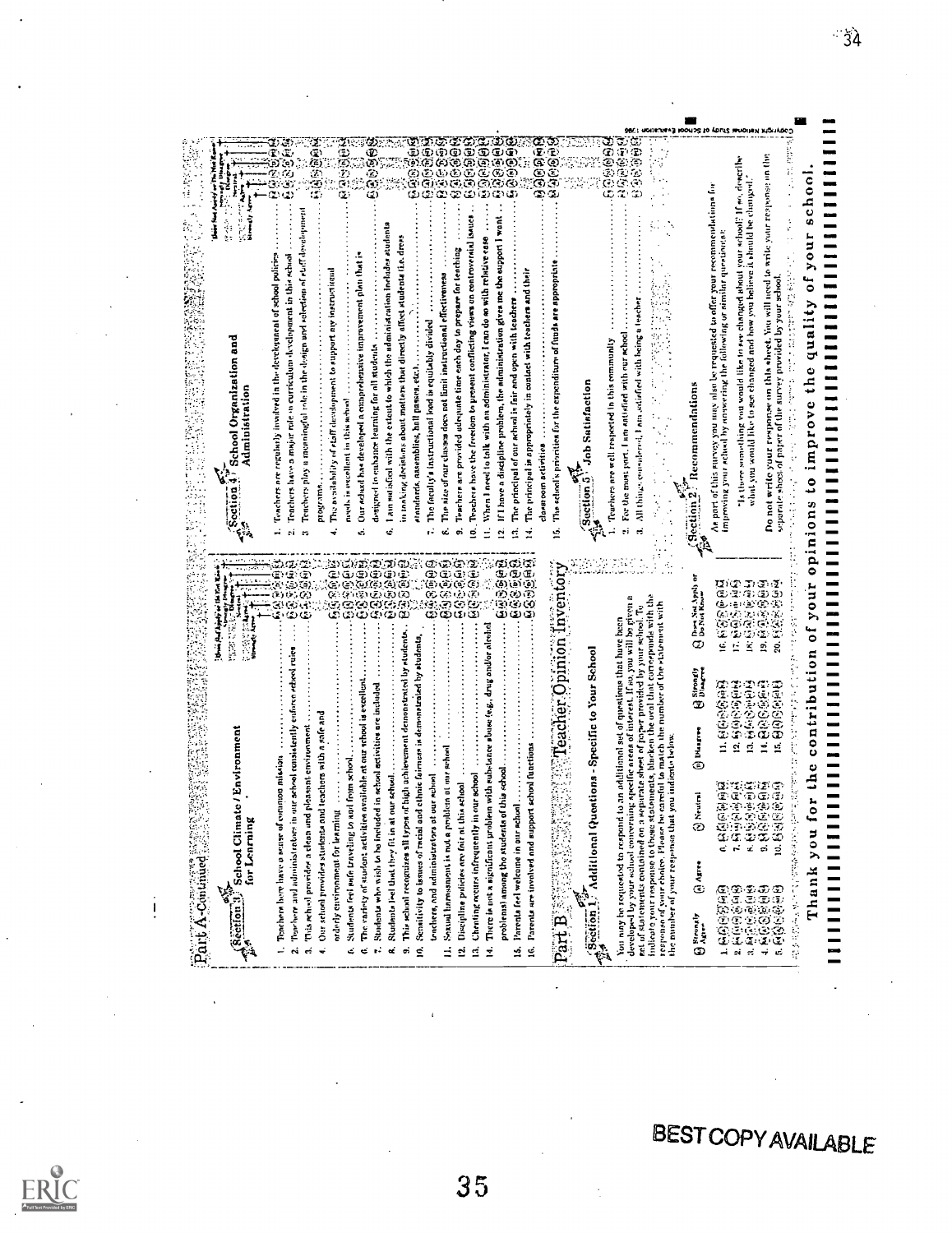## Part A-Continued

### Section 3 School Climate / Environment for Learning

Response scale: Strongly Agree / Agree / Neutral / Disagree / Strongly Disagree / Does Not Apply or Do Not Know

1. Teachers here have a sense of common mission
2. Teachers and administrators in our school consistently enforce school rules
3. This school provides a clean and pleasant environment
4. Our school provides students and teachers with a safe and orderly environment for learning
5. Students feel safe traveling to and from school
6. The variety of student activities available at our school is excellent
7. Students who wish to be included in school activities are included
8. Students feel that they fit in at our school
9. This school recognizes all types of high achievement demonstrated by students
10. Sensitivity to issues of racial and ethnic fairness is demonstrated by students, teachers, and administrators at our school
11. Sexual harassment is not a problem at our school
12. Discipline policies are fair at this school
13. Cheating occurs infrequently in our school
14. There is not a significant problem with substance abuse (e.g., drug and/or alcohol problems) among the students of this school
15. Parents feel welcome in our school
16. Parents are involved and support school functions

## Part B Teacher Opinion Inventory

### Section 1 Additional Questions - Specific to Your School

You may be requested to respond to an additional set of questions that have been developed by your school concerning specific areas of interest. If so you will be given a set of statements contained on a separate sheet of paper provided by your school. To indicate your response to these statements, blacken the oval that corresponds with the response of your choice. Please be careful to match the number of the statement with the number of your response that you indicate below.

Ⓐ Strongly Agree Ⓑ Agree Ⓒ Neutral Ⓓ Disagree Ⓔ Strongly Disagree Ⓕ Does Not Apply or Do Not Know

| | | | |
|---|---|---|---|
| 1. ⒶⒷⒸⒹⒺⒻ | 6. ⒶⒷⒸⒹⒺⒻ | 11. ⒶⒷⒸⒹⒺⒻ | 16. ⒶⒷⒸⒹⒺⒻ |
| 2. ⒶⒷⒸⒹⒺⒻ | 7. ⒶⒷⒸⒹⒺⒻ | 12. ⒶⒷⒸⒹⒺⒻ | 17. ⒶⒷⒸⒹⒺⒻ |
| 3. ⒶⒷⒸⒹⒺⒻ | 8. ⒶⒷⒸⒹⒺⒻ | 13. ⒶⒷⒸⒹⒺⒻ | 18. ⒶⒷⒸⒹⒺⒻ |
| 4. ⒶⒷⒸⒹⒺⒻ | 9. ⒶⒷⒸⒹⒺⒻ | 14. ⒶⒷⒸⒹⒺⒻ | 19. ⒶⒷⒸⒹⒺⒻ |
| 5. ⒶⒷⒸⒹⒺⒻ | 10. ⒶⒷⒸⒹⒺⒻ | 15. ⒶⒷⒸⒹⒺⒻ | 20. ⒶⒷⒸⒹⒺⒻ |

### Section 4 School Organization and Administration

1. Teachers are regularly involved in the development of school policies
2. Teachers have a major role in curriculum development in this school
3. Teachers play a meaningful role in the design and selection of staff development programs
4. The availability of staff development to support my instructional needs is excellent in this school
5. Our school has developed a comprehensive improvement plan that is designed to enhance learning for all students
6. I am satisfied with the extent to which the administration includes students in making decisions about matters that directly affect students (i.e. dress standards, assemblies, hall passes, etc.)
7. The faculty's instructional load is equitably divided
8. The size of our classes does not limit instructional effectiveness
9. Teachers are provided adequate time each day to prepare for teaching
10. Teachers have the freedom to present conflicting views on controversial issues
11. When I need to talk with an administrator, I can do so with relative ease
12. If I have a discipline problem, the administration gives me the support I want
13. The principal of our school is fair and open with teachers
14. The principal is appropriately in contact with teachers and their classroom activities
15. The school's priorities for the expenditure of funds are appropriate

### Section 5 Job Satisfaction

1. Teachers are well respected in this community
2. For the most part, I am satisfied with our school
3. All things considered, I am satisfied with being a teacher

### Section 2 Recommendations

As part of this survey you may also be requested to offer your recommendations for improving your school by answering the following or similar questions:

"Is there something you would like to see changed about your school? If so describe what you would like to see changed and how you believe it should be changed."

Do not write your response on this sheet. You will need to write your response on the separate sheet of paper of the survey provided by your school.

Copyright National Study of School Evaluation 1996

**Thank you for the contribution of your opinions to improve the quality of your school.**

BEST COPY AVAILABLE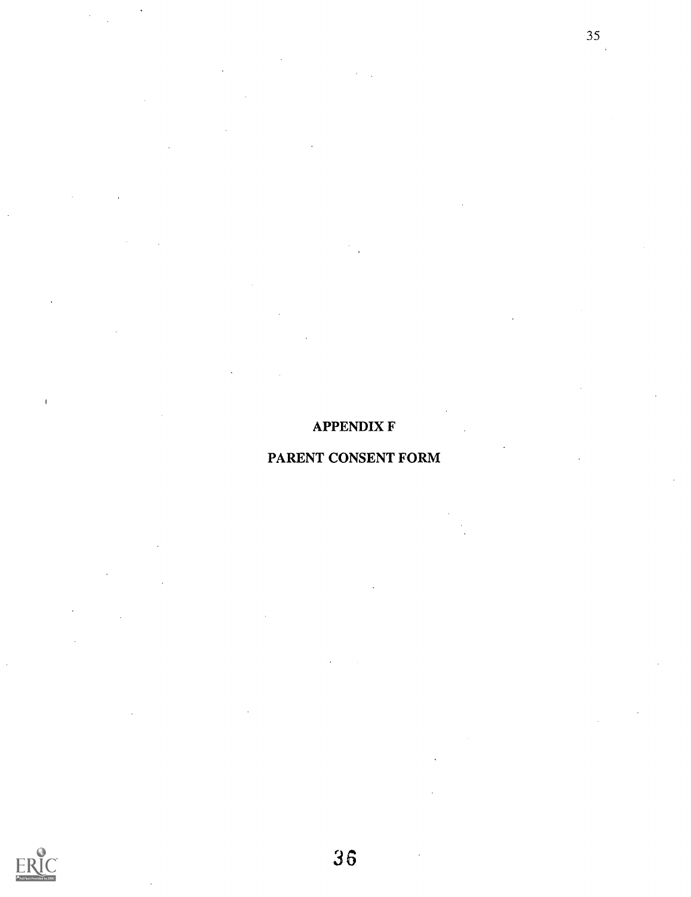# APPENDIX F

# PARENT CONSENT FORM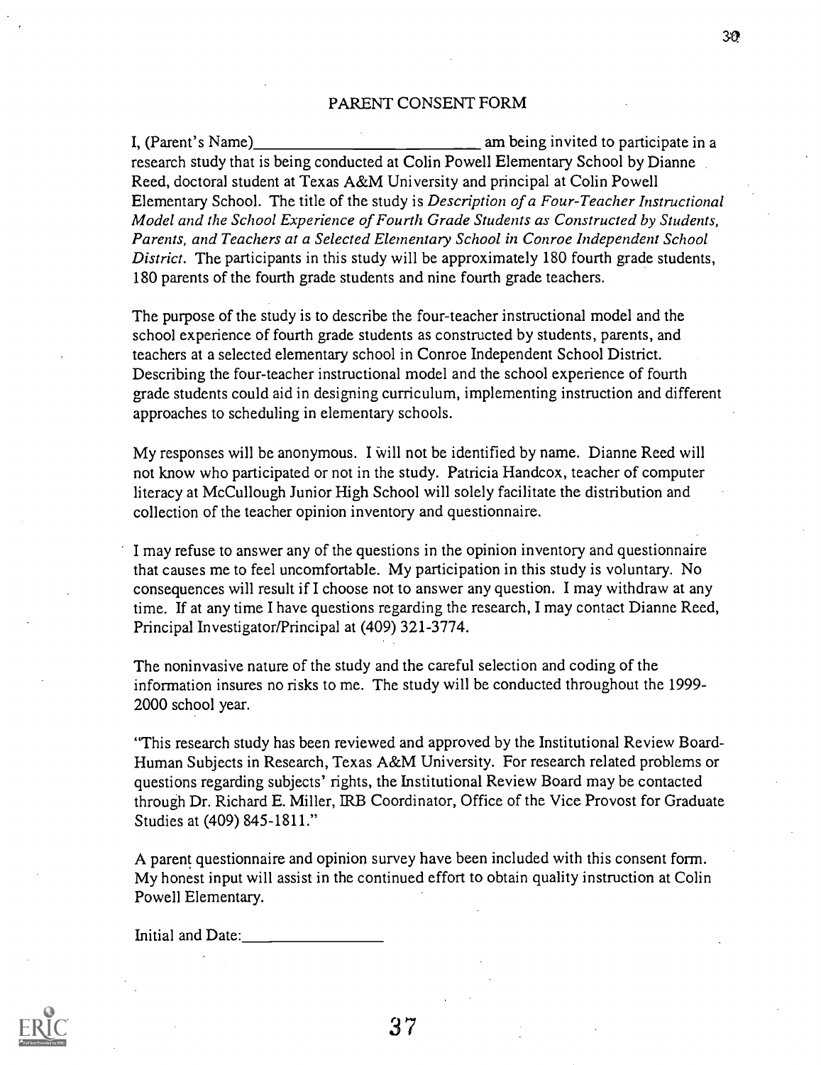# PARENT CONSENT FORM

I, (Parent's Name)_____________________________ am being invited to participate in a research study that is being conducted at Colin Powell Elementary School by Dianne Reed, doctoral student at Texas A&M University and principal at Colin Powell Elementary School. The title of the study is *Description of a Four-Teacher Instructional Model and the School Experience of Fourth Grade Students as Constructed by Students, Parents, and Teachers at a Selected Elementary School in Conroe Independent School District*. The participants in this study will be approximately 180 fourth grade students, 180 parents of the fourth grade students and nine fourth grade teachers.

The purpose of the study is to describe the four-teacher instructional model and the school experience of fourth grade students as constructed by students, parents, and teachers at a selected elementary school in Conroe Independent School District. Describing the four-teacher instructional model and the school experience of fourth grade students could aid in designing curriculum, implementing instruction and different approaches to scheduling in elementary schools.

My responses will be anonymous. I will not be identified by name. Dianne Reed will not know who participated or not in the study. Patricia Handcox, teacher of computer literacy at McCullough Junior High School will solely facilitate the distribution and collection of the teacher opinion inventory and questionnaire.

I may refuse to answer any of the questions in the opinion inventory and questionnaire that causes me to feel uncomfortable. My participation in this study is voluntary. No consequences will result if I choose not to answer any question. I may withdraw at any time. If at any time I have questions regarding the research, I may contact Dianne Reed, Principal Investigator/Principal at (409) 321-3774.

The noninvasive nature of the study and the careful selection and coding of the information insures no risks to me. The study will be conducted throughout the 1999-2000 school year.

"This research study has been reviewed and approved by the Institutional Review Board-Human Subjects in Research, Texas A&M University. For research related problems or questions regarding subjects' rights, the Institutional Review Board may be contacted through Dr. Richard E. Miller, IRB Coordinator, Office of the Vice Provost for Graduate Studies at (409) 845-1811."

A parent questionnaire and opinion survey have been included with this consent form. My honest input will assist in the continued effort to obtain quality instruction at Colin Powell Elementary.

Initial and Date:________________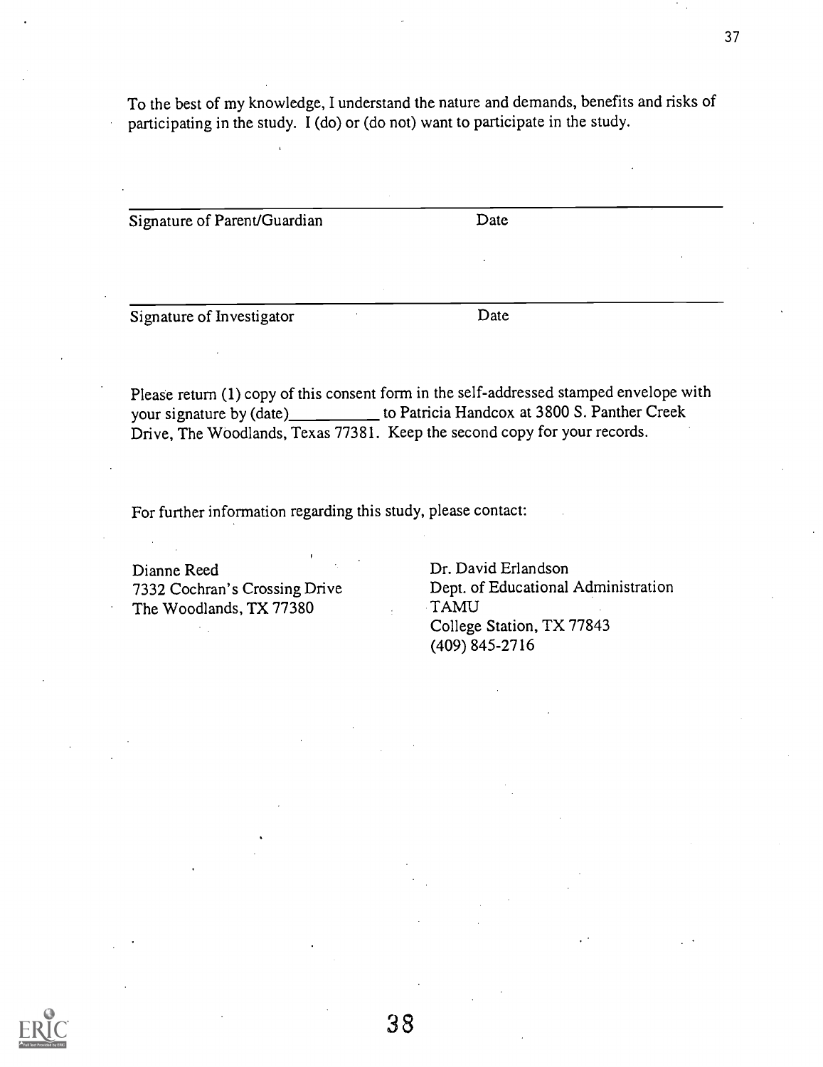To the best of my knowledge, I understand the nature and demands, benefits and risks of participating in the study. I (do) or (do not) want to participate in the study.

______________________________________________________________

Signature of Parent/Guardian                                   Date

______________________________________________________________

Signature of Investigator                                        Date

Please return (1) copy of this consent form in the self-addressed stamped envelope with your signature by (date)__________ to Patricia Handcox at 3800 S. Panther Creek Drive, The Woodlands, Texas 77381. Keep the second copy for your records.

For further information regarding this study, please contact:

Dianne Reed
7332 Cochran's Crossing Drive
The Woodlands, TX 77380

Dr. David Erlandson
Dept. of Educational Administration
TAMU
College Station, TX 77843
(409) 845-2716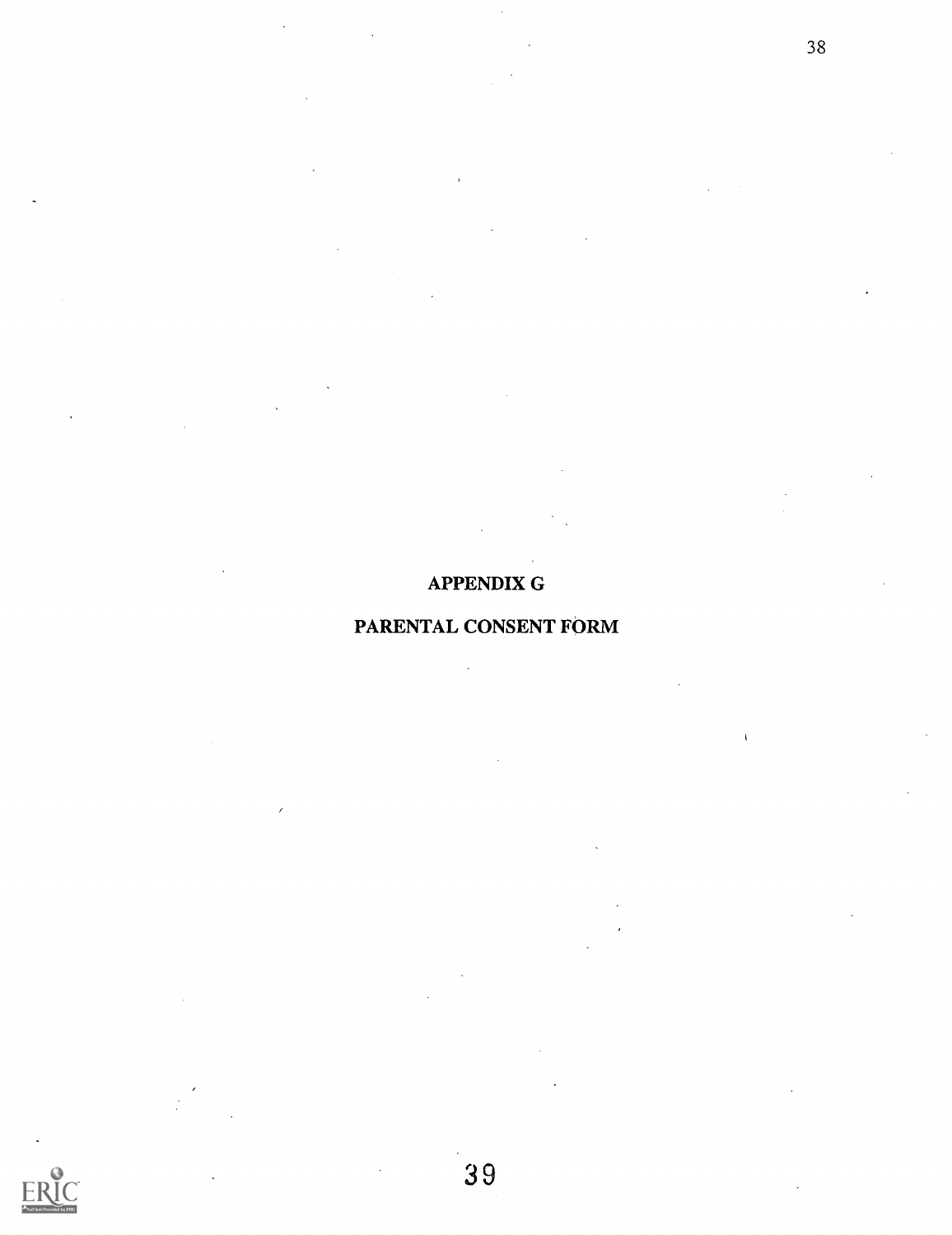# APPENDIX G

# PARENTAL CONSENT FORM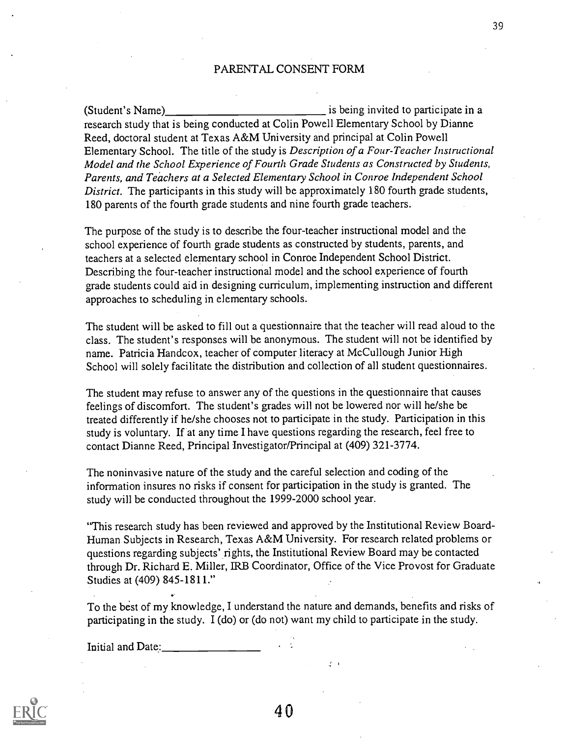# PARENTAL CONSENT FORM

(Student's Name)\_\_\_\_\_\_\_\_\_\_\_\_\_\_\_\_\_\_\_\_\_\_\_\_\_\_\_\_ is being invited to participate in a research study that is being conducted at Colin Powell Elementary School by Dianne Reed, doctoral student at Texas A&M University and principal at Colin Powell Elementary School. The title of the study is *Description of a Four-Teacher Instructional Model and the School Experience of Fourth Grade Students as Constructed by Students, Parents, and Teachers at a Selected Elementary School in Conroe Independent School District.* The participants in this study will be approximately 180 fourth grade students, 180 parents of the fourth grade students and nine fourth grade teachers.

The purpose of the study is to describe the four-teacher instructional model and the school experience of fourth grade students as constructed by students, parents, and teachers at a selected elementary school in Conroe Independent School District. Describing the four-teacher instructional model and the school experience of fourth grade students could aid in designing curriculum, implementing instruction and different approaches to scheduling in elementary schools.

The student will be asked to fill out a questionnaire that the teacher will read aloud to the class. The student's responses will be anonymous. The student will not be identified by name. Patricia Handcox, teacher of computer literacy at McCullough Junior High School will solely facilitate the distribution and collection of all student questionnaires.

The student may refuse to answer any of the questions in the questionnaire that causes feelings of discomfort. The student's grades will not be lowered nor will he/she be treated differently if he/she chooses not to participate in the study. Participation in this study is voluntary. If at any time I have questions regarding the research, feel free to contact Dianne Reed, Principal Investigator/Principal at (409) 321-3774.

The noninvasive nature of the study and the careful selection and coding of the information insures no risks if consent for participation in the study is granted. The study will be conducted throughout the 1999-2000 school year.

"This research study has been reviewed and approved by the Institutional Review Board-Human Subjects in Research, Texas A&M University. For research related problems or questions regarding subjects' rights, the Institutional Review Board may be contacted through Dr. Richard E. Miller, IRB Coordinator, Office of the Vice Provost for Graduate Studies at (409) 845-1811."

To the best of my knowledge, I understand the nature and demands, benefits and risks of participating in the study. I (do) or (do not) want my child to participate in the study.

Initial and Date:\_\_\_\_\_\_\_\_\_\_\_\_\_\_\_\_\_\_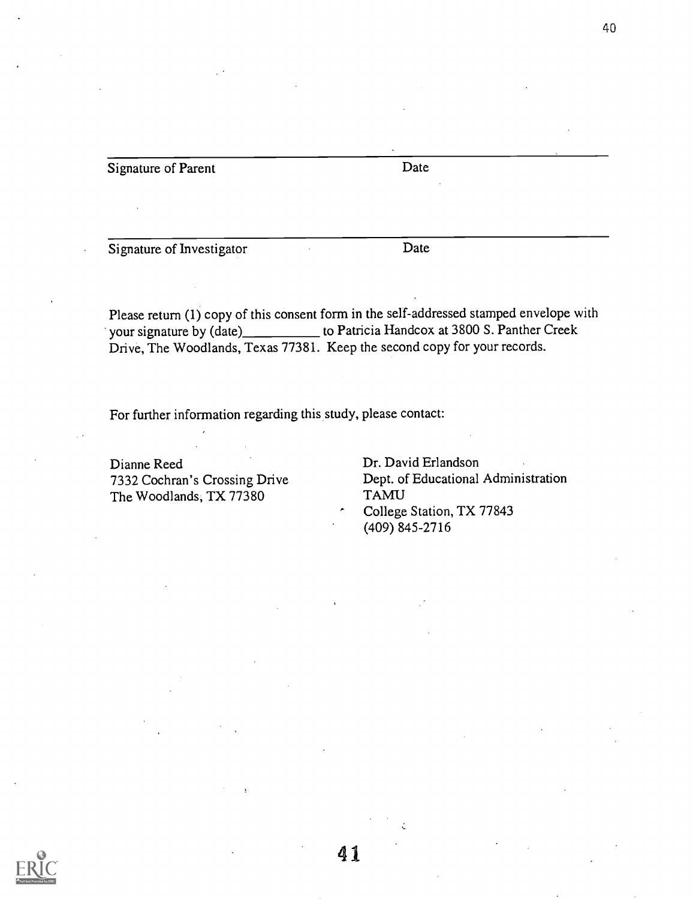Signature of Parent &nbsp;&nbsp;&nbsp;&nbsp;&nbsp;&nbsp;&nbsp;&nbsp; Date

Signature of Investigator &nbsp;&nbsp;&nbsp;&nbsp;&nbsp;&nbsp;&nbsp;&nbsp; Date

Please return (1) copy of this consent form in the self-addressed stamped envelope with your signature by (date)__________ to Patricia Handcox at 3800 S. Panther Creek Drive, The Woodlands, Texas 77381. Keep the second copy for your records.

For further information regarding this study, please contact:

Dianne Reed
7332 Cochran's Crossing Drive
The Woodlands, TX 77380

Dr. David Erlandson
Dept. of Educational Administration
TAMU
College Station, TX 77843
(409) 845-2716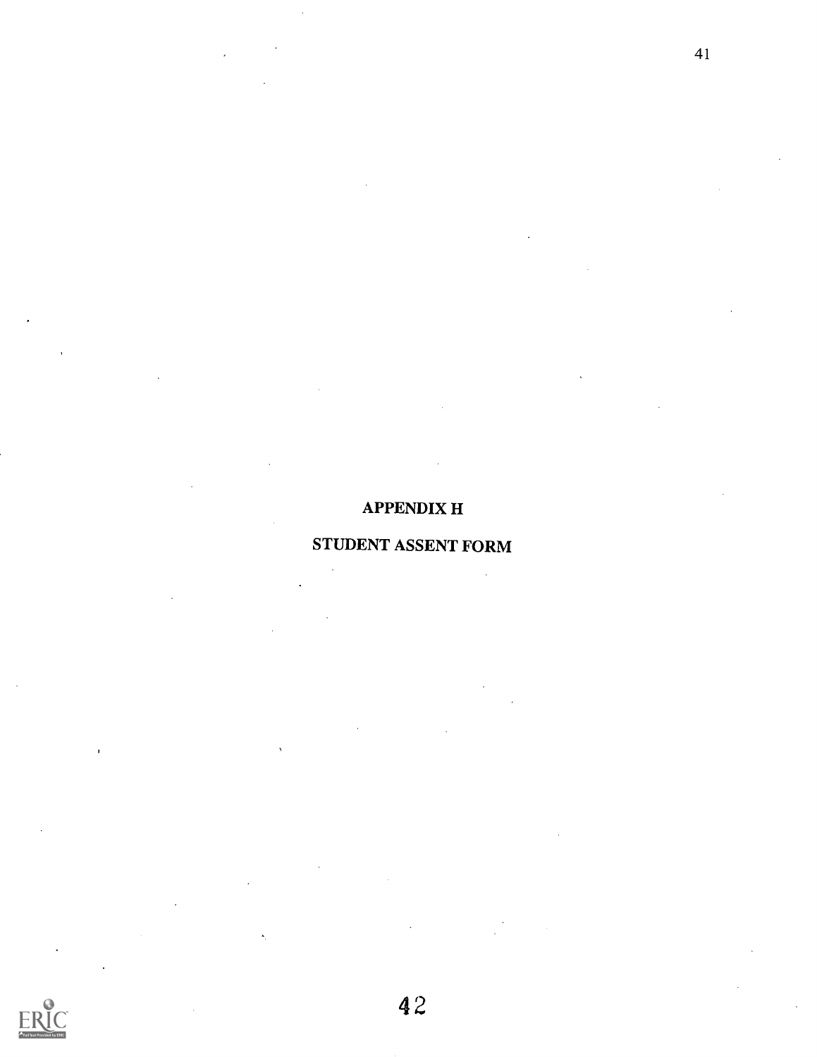# APPENDIX H

# STUDENT ASSENT FORM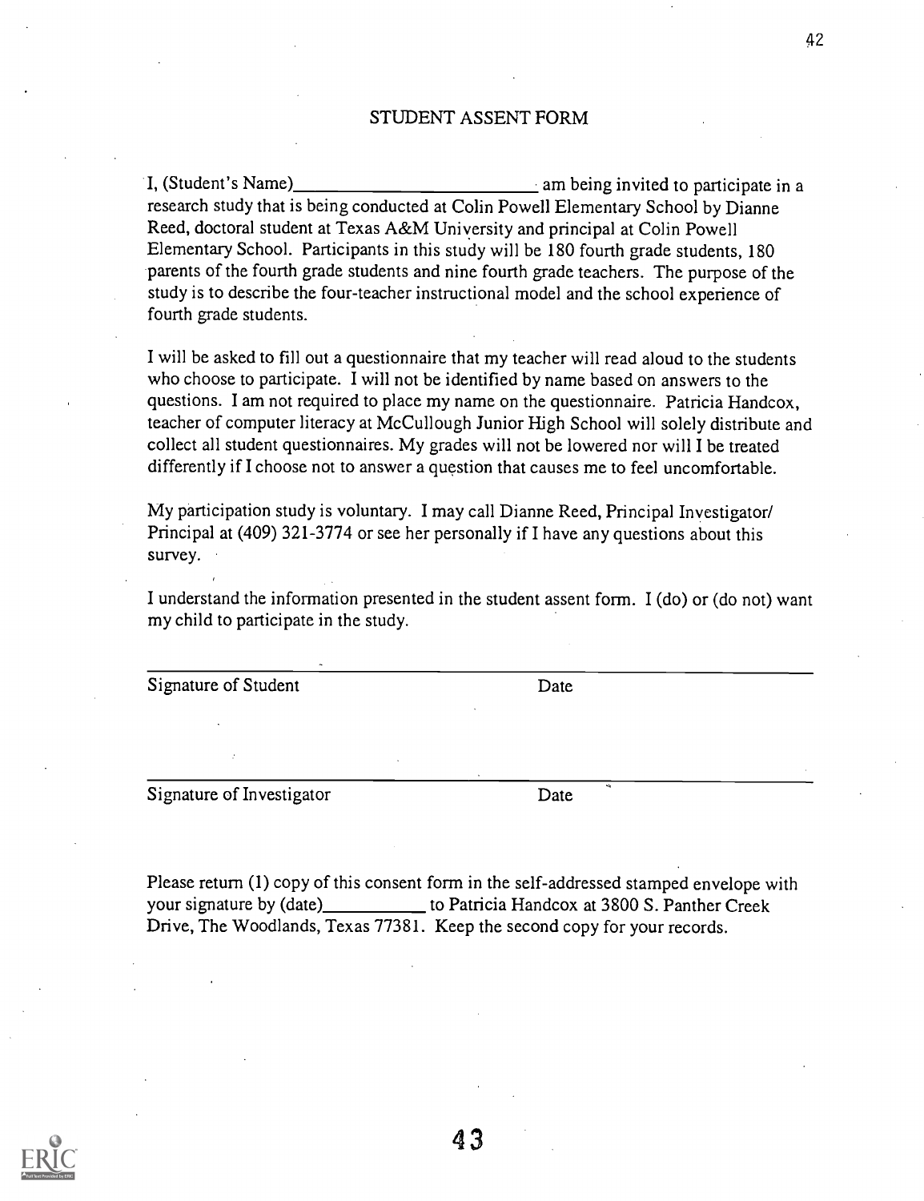# STUDENT ASSENT FORM

I, (Student's Name)__________________________ am being invited to participate in a research study that is being conducted at Colin Powell Elementary School by Dianne Reed, doctoral student at Texas A&M University and principal at Colin Powell Elementary School. Participants in this study will be 180 fourth grade students, 180 parents of the fourth grade students and nine fourth grade teachers. The purpose of the study is to describe the four-teacher instructional model and the school experience of fourth grade students.

I will be asked to fill out a questionnaire that my teacher will read aloud to the students who choose to participate. I will not be identified by name based on answers to the questions. I am not required to place my name on the questionnaire. Patricia Handcox, teacher of computer literacy at McCullough Junior High School will solely distribute and collect all student questionnaires. My grades will not be lowered nor will I be treated differently if I choose not to answer a question that causes me to feel uncomfortable.

My participation study is voluntary. I may call Dianne Reed, Principal Investigator/ Principal at (409) 321-3774 or see her personally if I have any questions about this survey.

I understand the information presented in the student assent form. I (do) or (do not) want my child to participate in the study.

______________________________________________________________

Signature of Student                                        Date

______________________________________________________________

Signature of Investigator                                   Date

Please return (1) copy of this consent form in the self-addressed stamped envelope with your signature by (date)___________ to Patricia Handcox at 3800 S. Panther Creek Drive, The Woodlands, Texas 77381. Keep the second copy for your records.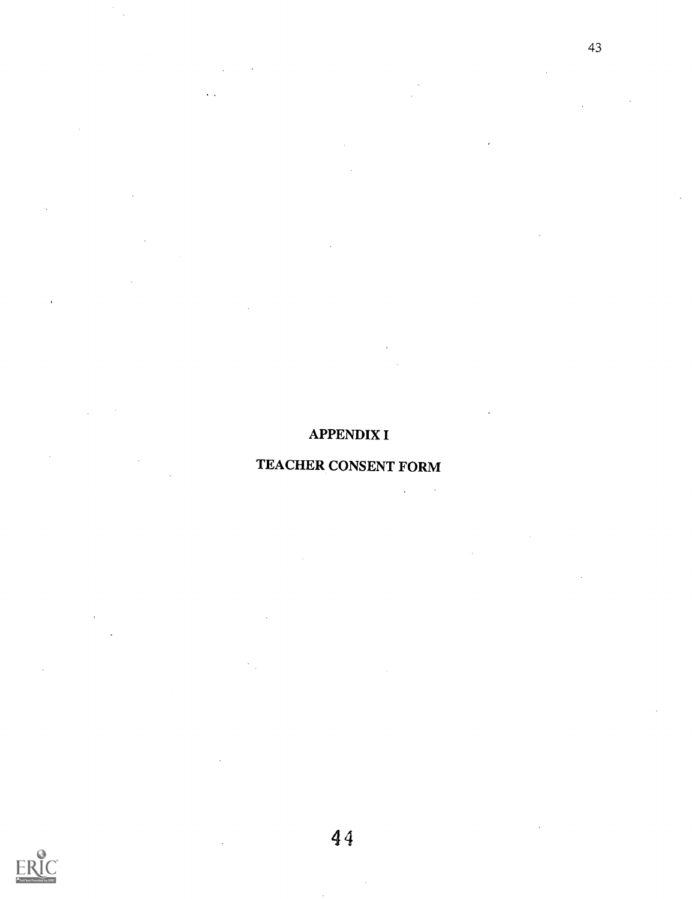# APPENDIX I

# TEACHER CONSENT FORM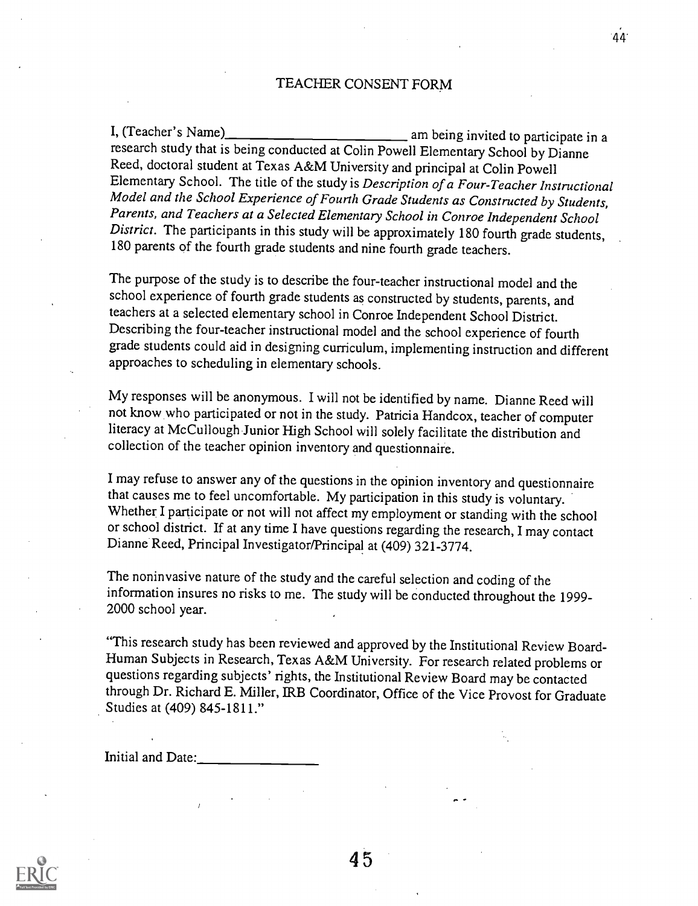## TEACHER CONSENT FORM

I, (Teacher's Name)\_\_\_\_\_\_\_\_\_\_\_\_\_\_\_\_\_\_\_\_\_\_\_\_\_\_ am being invited to participate in a research study that is being conducted at Colin Powell Elementary School by Dianne Reed, doctoral student at Texas A&M University and principal at Colin Powell Elementary School. The title of the study is *Description of a Four-Teacher Instructional Model and the School Experience of Fourth Grade Students as Constructed by Students, Parents, and Teachers at a Selected Elementary School in Conroe Independent School District*. The participants in this study will be approximately 180 fourth grade students, 180 parents of the fourth grade students and nine fourth grade teachers.

The purpose of the study is to describe the four-teacher instructional model and the school experience of fourth grade students as constructed by students, parents, and teachers at a selected elementary school in Conroe Independent School District. Describing the four-teacher instructional model and the school experience of fourth grade students could aid in designing curriculum, implementing instruction and different approaches to scheduling in elementary schools.

My responses will be anonymous. I will not be identified by name. Dianne Reed will not know who participated or not in the study. Patricia Handcox, teacher of computer literacy at McCullough Junior High School will solely facilitate the distribution and collection of the teacher opinion inventory and questionnaire.

I may refuse to answer any of the questions in the opinion inventory and questionnaire that causes me to feel uncomfortable. My participation in this study is voluntary. Whether I participate or not will not affect my employment or standing with the school or school district. If at any time I have questions regarding the research, I may contact Dianne Reed, Principal Investigator/Principal at (409) 321-3774.

The noninvasive nature of the study and the careful selection and coding of the information insures no risks to me. The study will be conducted throughout the 1999-2000 school year.

"This research study has been reviewed and approved by the Institutional Review Board-Human Subjects in Research, Texas A&M University. For research related problems or questions regarding subjects' rights, the Institutional Review Board may be contacted through Dr. Richard E. Miller, IRB Coordinator, Office of the Vice Provost for Graduate Studies at (409) 845-1811."

Initial and Date:\_\_\_\_\_\_\_\_\_\_\_\_\_\_\_\_\_\_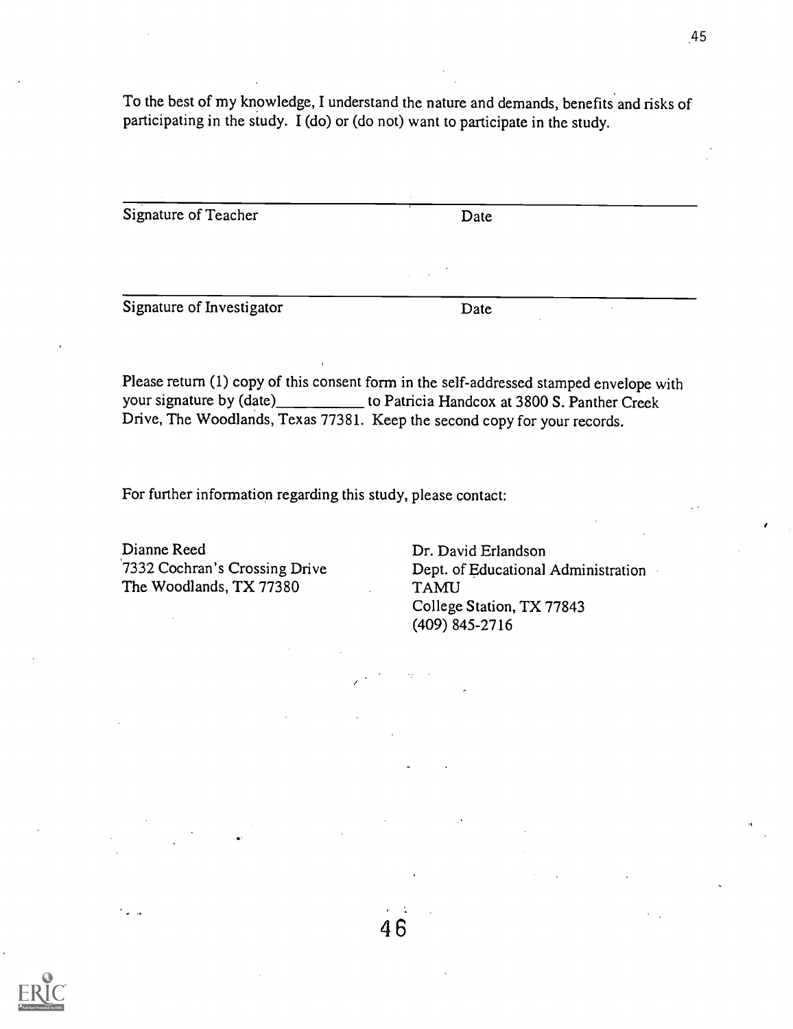To the best of my knowledge, I understand the nature and demands, benefits and risks of participating in the study. I (do) or (do not) want to participate in the study.

______________________________________________________________

Signature of Teacher                                        Date

______________________________________________________________

Signature of Investigator                                   Date

Please return (1) copy of this consent form in the self-addressed stamped envelope with your signature by (date)__________ to Patricia Handcox at 3800 S. Panther Creek Drive, The Woodlands, Texas 77381. Keep the second copy for your records.

For further information regarding this study, please contact:

Dianne Reed
7332 Cochran's Crossing Drive
The Woodlands, TX 77380

Dr. David Erlandson
Dept. of Educational Administration
TAMU
College Station, TX 77843
(409) 845-2716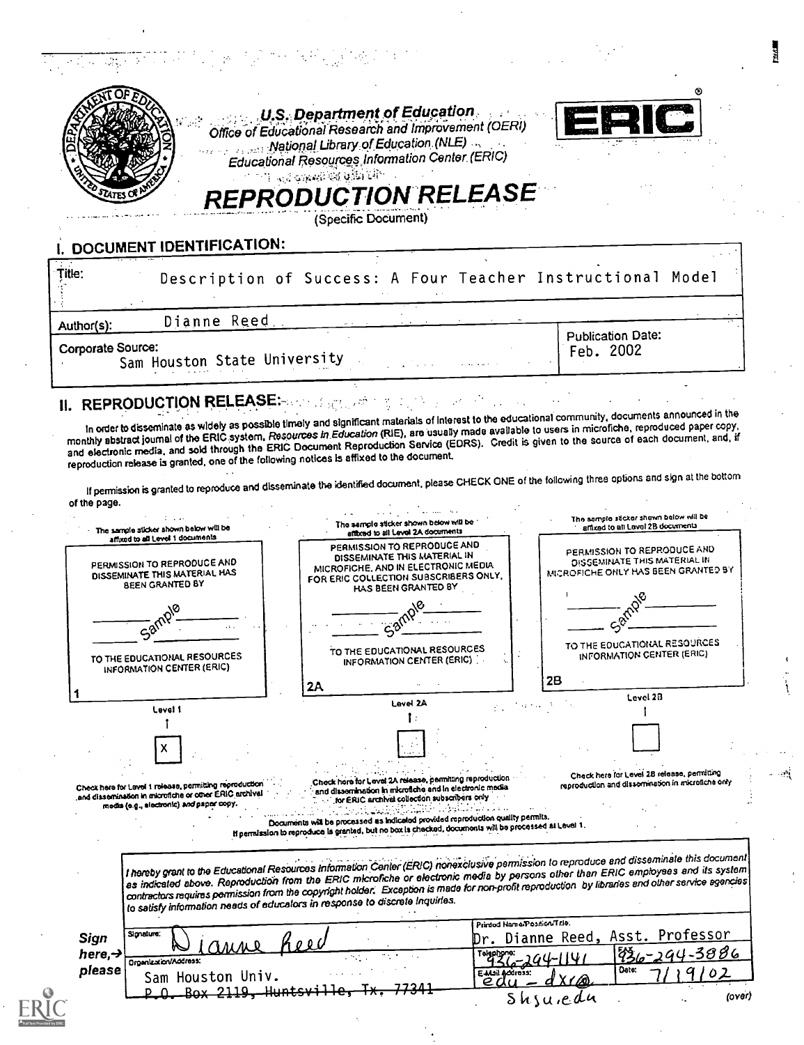U.S. Department of Education
Office of Educational Research and Improvement (OERI)
National Library of Education (NLE)
Educational Resources Information Center (ERIC)

ERIC®

# REPRODUCTION RELEASE

(Specific Document)

## I. DOCUMENT IDENTIFICATION:

| | |
|---|---|
| Title: Description of Success: A Four Teacher Instructional Model | |
| Author(s): Dianne Reed | |
| Corporate Source: Sam Houston State University | Publication Date: Feb. 2002 |

## II. REPRODUCTION RELEASE:

In order to disseminate as widely as possible timely and significant materials of interest to the educational community, documents announced in the monthly abstract journal of the ERIC system, *Resources in Education* (RIE), are usually made available to users in microfiche, reproduced paper copy, and electronic media, and sold through the ERIC Document Reproduction Service (EDRS). Credit is given to the source of each document, and, if reproduction release is granted, one of the following notices is affixed to the document.

If permission is granted to reproduce and disseminate the identified document, please CHECK ONE of the following three options and sign at the bottom of the page.

| The sample sticker shown below will be affixed to all Level 1 documents | The sample sticker shown below will be affixed to all Level 2A documents | The sample sticker shown below will be affixed to all Level 2B documents |
|---|---|---|
| PERMISSION TO REPRODUCE AND DISSEMINATE THIS MATERIAL HAS BEEN GRANTED BY<br>Sample<br>TO THE EDUCATIONAL RESOURCES INFORMATION CENTER (ERIC) | PERMISSION TO REPRODUCE AND DISSEMINATE THIS MATERIAL IN MICROFICHE, AND IN ELECTRONIC MEDIA FOR ERIC COLLECTION SUBSCRIBERS ONLY, HAS BEEN GRANTED BY<br>Sample<br>TO THE EDUCATIONAL RESOURCES INFORMATION CENTER (ERIC) | PERMISSION TO REPRODUCE AND DISSEMINATE THIS MATERIAL IN MICROFICHE ONLY HAS BEEN GRANTED BY<br>Sample<br>TO THE EDUCATIONAL RESOURCES INFORMATION CENTER (ERIC) |
| 1 | 2A | 2B |
| Level 1 | Level 2A | Level 2B |
| [X] | [ ] | [ ] |
| Check here for Level 1 release, permitting reproduction and dissemination in microfiche or other ERIC archival media (e.g., electronic) *and* paper copy. | Check here for Level 2A release, permitting reproduction and dissemination in microfiche and in electronic media for ERIC archival collection subscribers only | Check here for Level 2B release, permitting reproduction and dissemination in microfiche only |

Documents will be processed as indicated provided reproduction quality permits.
If permission to reproduce is granted, but no box is checked, documents will be processed at Level 1.

*I hereby grant to the Educational Resources Information Center (ERIC) nonexclusive permission to reproduce and disseminate this document as indicated above. Reproduction from the ERIC microfiche or electronic media by persons other than ERIC employees and its system contractors requires permission from the copyright holder. Exception is made for non-profit reproduction by libraries and other service agencies to satisfy information needs of educators in response to discrete inquiries.*

**Sign here, → please**

| | |
|---|---|
| Signature: Dianne Reed | Printed Name/Position/Title: Dr. Dianne Reed, Asst. Professor |
| Organization/Address: Sam Houston Univ. ~~P.O. Box 2119, Huntsville, Tx. 77341~~ | Telephone: 936-294-1141 &nbsp; FAX: 936-294-3886 |
| | E-Mail Address: edu_dxr@shsu.edu &nbsp; Date: 7/19/02 |

(over)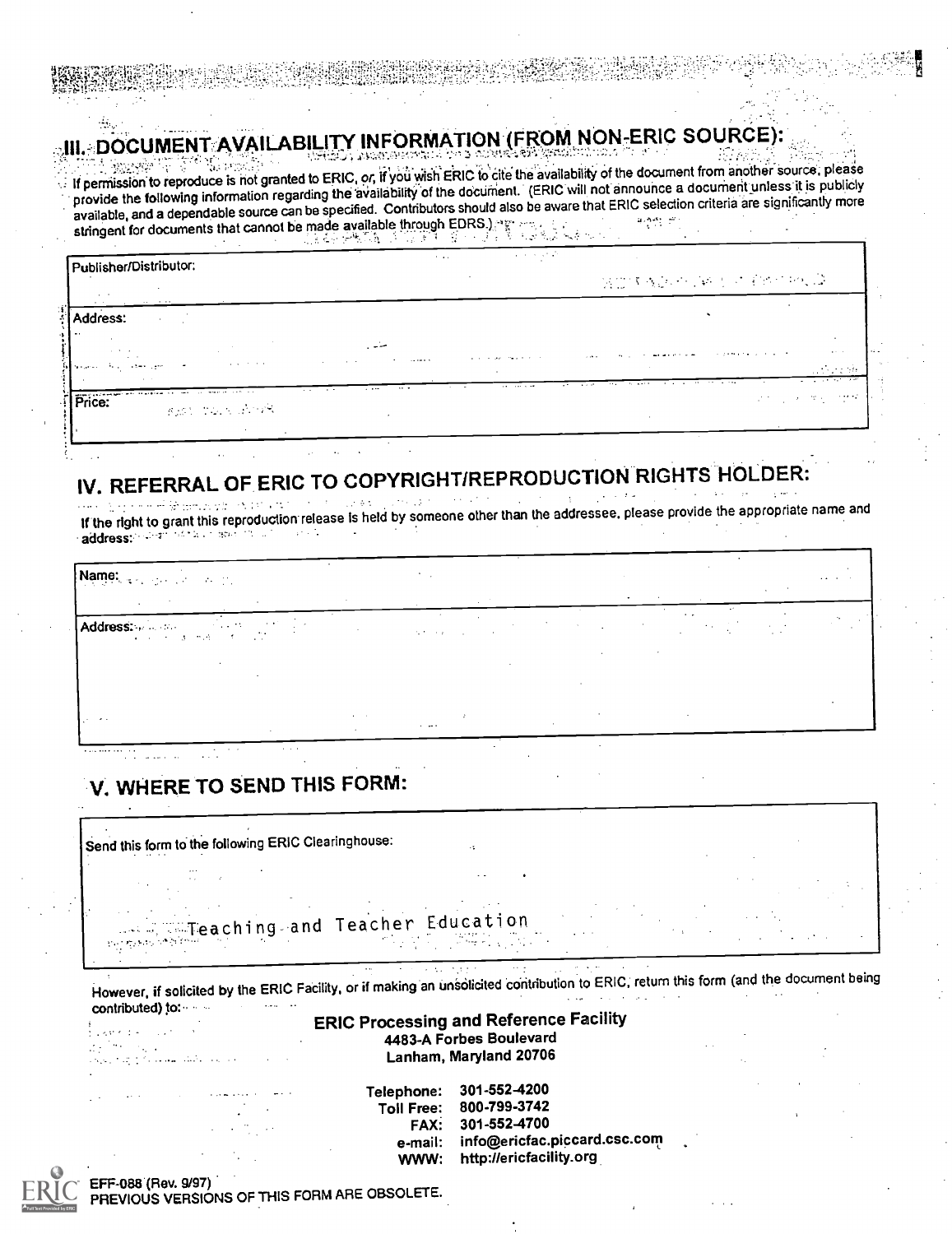## III. DOCUMENT AVAILABILITY INFORMATION (FROM NON-ERIC SOURCE):

If permission to reproduce is not granted to ERIC, *or*, if you wish ERIC to cite the availability of the document from another source, please provide the following information regarding the availability of the document. (ERIC will not announce a document unless it is publicly available, and a dependable source can be specified. Contributors should also be aware that ERIC selection criteria are significantly more stringent for documents that cannot be made available through EDRS.)

| |
|---|
| Publisher/Distributor: |
| Address: |
| Price: |

## IV. REFERRAL OF ERIC TO COPYRIGHT/REPRODUCTION RIGHTS HOLDER:

If the right to grant this reproduction release is held by someone other than the addressee, please provide the appropriate name and address:

| |
|---|
| Name: |
| Address: |

## V. WHERE TO SEND THIS FORM:

Send this form to the following ERIC Clearinghouse:

Teaching and Teacher Education

However, if solicited by the ERIC Facility, or if making an unsolicited contribution to ERIC, return this form (and the document being contributed) to:

**ERIC Processing and Reference Facility**
**4483-A Forbes Boulevard**
**Lanham, Maryland 20706**

| | |
|---|---|
| Telephone: | 301-552-4200 |
| Toll Free: | 800-799-3742 |
| FAX: | 301-552-4700 |
| e-mail: | info@ericfac.piccard.csc.com |
| WWW: | http://ericfacility.org |

EFF-088 (Rev. 9/97)
PREVIOUS VERSIONS OF THIS FORM ARE OBSOLETE.